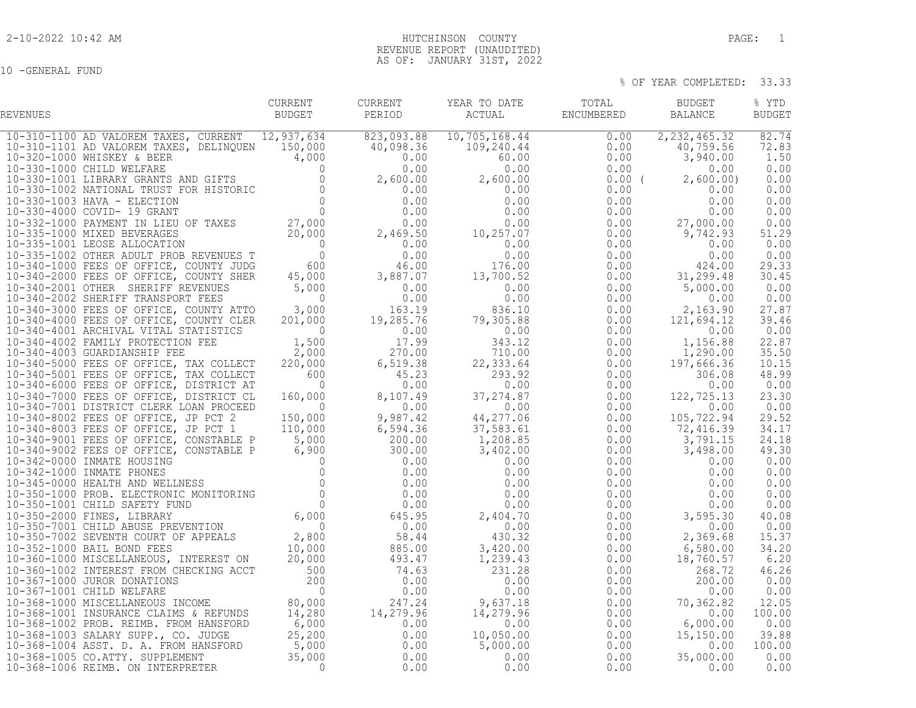2-10-2022 10:42 AM

# HUTCHINSON COUNTY
## REVENUE REPORT (UNAUDITED)
## AS OF: JANUARY 31ST, 2022

10 -GENERAL FUND

% OF YEAR COMPLETED: 33.33

| REVENUES | CURRENT BUDGET | CURRENT PERIOD | YEAR TO DATE ACTUAL | TOTAL ENCUMBERED | BUDGET BALANCE | % YTD BUDGET |
|---|---|---|---|---|---|---|
| 10-310-1100 AD VALOREM TAXES, CURRENT | 12,937,634 | 823,093.88 | 10,705,168.44 | 0.00 | 2,232,465.32 | 82.74 |
| 10-310-1101 AD VALOREM TAXES, DELINQUEN | 150,000 | 40,098.36 | 109,240.44 | 0.00 | 40,759.56 | 72.83 |
| 10-320-1000 WHISKEY & BEER | 4,000 | 0.00 | 60.00 | 0.00 | 3,940.00 | 1.50 |
| 10-330-1000 CHILD WELFARE | 0 | 0.00 | 0.00 | 0.00 | 0.00 | 0.00 |
| 10-330-1001 LIBRARY GRANTS AND GIFTS | 0 | 2,600.00 | 2,600.00 | 0.00 | ( 2,600.00) | 0.00 |
| 10-330-1002 NATIONAL TRUST FOR HISTORIC | 0 | 0.00 | 0.00 | 0.00 | 0.00 | 0.00 |
| 10-330-1003 HAVA - ELECTION | 0 | 0.00 | 0.00 | 0.00 | 0.00 | 0.00 |
| 10-330-4000 COVID- 19 GRANT | 0 | 0.00 | 0.00 | 0.00 | 0.00 | 0.00 |
| 10-332-1000 PAYMENT IN LIEU OF TAXES | 27,000 | 0.00 | 0.00 | 0.00 | 27,000.00 | 0.00 |
| 10-335-1000 MIXED BEVERAGES | 20,000 | 2,469.50 | 10,257.07 | 0.00 | 9,742.93 | 51.29 |
| 10-335-1001 LEOSE ALLOCATION | 0 | 0.00 | 0.00 | 0.00 | 0.00 | 0.00 |
| 10-335-1002 OTHER ADULT PROB REVENUES T | 0 | 0.00 | 0.00 | 0.00 | 0.00 | 0.00 |
| 10-340-1000 FEES OF OFFICE, COUNTY JUDG | 600 | 46.00 | 176.00 | 0.00 | 424.00 | 29.33 |
| 10-340-2000 FEES OF OFFICE, COUNTY SHER | 45,000 | 3,887.07 | 13,700.52 | 0.00 | 31,299.48 | 30.45 |
| 10-340-2001 OTHER SHERIFF REVENUES | 5,000 | 0.00 | 0.00 | 0.00 | 5,000.00 | 0.00 |
| 10-340-2002 SHERIFF TRANSPORT FEES | 0 | 0.00 | 0.00 | 0.00 | 0.00 | 0.00 |
| 10-340-3000 FEES OF OFFICE, COUNTY ATTO | 3,000 | 163.19 | 836.10 | 0.00 | 2,163.90 | 27.87 |
| 10-340-4000 FEES OF OFFICE, COUNTY CLER | 201,000 | 19,285.76 | 79,305.88 | 0.00 | 121,694.12 | 39.46 |
| 10-340-4001 ARCHIVAL VITAL STATISTICS | 0 | 0.00 | 0.00 | 0.00 | 0.00 | 0.00 |
| 10-340-4002 FAMILY PROTECTION FEE | 1,500 | 17.99 | 343.12 | 0.00 | 1,156.88 | 22.87 |
| 10-340-4003 GUARDIANSHIP FEE | 2,000 | 270.00 | 710.00 | 0.00 | 1,290.00 | 35.50 |
| 10-340-5000 FEES OF OFFICE, TAX COLLECT | 220,000 | 6,519.38 | 22,333.64 | 0.00 | 197,666.36 | 10.15 |
| 10-340-5001 FEES OF OFFICE, TAX COLLECT | 600 | 45.23 | 293.92 | 0.00 | 306.08 | 48.99 |
| 10-340-6000 FEES OF OFFICE, DISTRICT AT | 0 | 0.00 | 0.00 | 0.00 | 0.00 | 0.00 |
| 10-340-7000 FEES OF OFFICE, DISTRICT CL | 160,000 | 8,107.49 | 37,274.87 | 0.00 | 122,725.13 | 23.30 |
| 10-340-7001 DISTRICT CLERK LOAN PROCEED | 0 | 0.00 | 0.00 | 0.00 | 0.00 | 0.00 |
| 10-340-8002 FEES OF OFFICE, JP PCT 2 | 150,000 | 9,987.42 | 44,277.06 | 0.00 | 105,722.94 | 29.52 |
| 10-340-8003 FEES OF OFFICE, JP PCT 1 | 110,000 | 6,594.36 | 37,583.61 | 0.00 | 72,416.39 | 34.17 |
| 10-340-9001 FEES OF OFFICE, CONSTABLE P | 5,000 | 200.00 | 1,208.85 | 0.00 | 3,791.15 | 24.18 |
| 10-340-9002 FEES OF OFFICE, CONSTABLE P | 6,900 | 300.00 | 3,402.00 | 0.00 | 3,498.00 | 49.30 |
| 10-342-0000 INMATE HOUSING | 0 | 0.00 | 0.00 | 0.00 | 0.00 | 0.00 |
| 10-342-1000 INMATE PHONES | 0 | 0.00 | 0.00 | 0.00 | 0.00 | 0.00 |
| 10-345-0000 HEALTH AND WELLNESS | 0 | 0.00 | 0.00 | 0.00 | 0.00 | 0.00 |
| 10-350-1000 PROB. ELECTRONIC MONITORING | 0 | 0.00 | 0.00 | 0.00 | 0.00 | 0.00 |
| 10-350-1001 CHILD SAFETY FUND | 0 | 0.00 | 0.00 | 0.00 | 0.00 | 0.00 |
| 10-350-2000 FINES, LIBRARY | 6,000 | 645.95 | 2,404.70 | 0.00 | 3,595.30 | 40.08 |
| 10-350-7001 CHILD ABUSE PREVENTION | 0 | 0.00 | 0.00 | 0.00 | 0.00 | 0.00 |
| 10-350-7002 SEVENTH COURT OF APPEALS | 2,800 | 58.44 | 430.32 | 0.00 | 2,369.68 | 15.37 |
| 10-352-1000 BAIL BOND FEES | 10,000 | 885.00 | 3,420.00 | 0.00 | 6,580.00 | 34.20 |
| 10-360-1000 MISCELLANEOUS, INTEREST ON | 20,000 | 493.47 | 1,239.43 | 0.00 | 18,760.57 | 6.20 |
| 10-360-1002 INTEREST FROM CHECKING ACCT | 500 | 74.63 | 231.28 | 0.00 | 268.72 | 46.26 |
| 10-367-1000 JUROR DONATIONS | 200 | 0.00 | 0.00 | 0.00 | 200.00 | 0.00 |
| 10-367-1001 CHILD WELFARE | 0 | 0.00 | 0.00 | 0.00 | 0.00 | 0.00 |
| 10-368-1000 MISCELLANEOUS INCOME | 80,000 | 247.24 | 9,637.18 | 0.00 | 70,362.82 | 12.05 |
| 10-368-1001 INSURANCE CLAIMS & REFUNDS | 14,280 | 14,279.96 | 14,279.96 | 0.00 | 0.00 | 100.00 |
| 10-368-1002 PROB. REIMB. FROM HANSFORD | 6,000 | 0.00 | 0.00 | 0.00 | 6,000.00 | 0.00 |
| 10-368-1003 SALARY SUPP., CO. JUDGE | 25,200 | 0.00 | 10,050.00 | 0.00 | 15,150.00 | 39.88 |
| 10-368-1004 ASST. D. A. FROM HANSFORD | 5,000 | 0.00 | 5,000.00 | 0.00 | 0.00 | 100.00 |
| 10-368-1005 CO.ATTY. SUPPLEMENT | 35,000 | 0.00 | 0.00 | 0.00 | 35,000.00 | 0.00 |
| 10-368-1006 REIMB. ON INTERPRETER | 0 | 0.00 | 0.00 | 0.00 | 0.00 | 0.00 |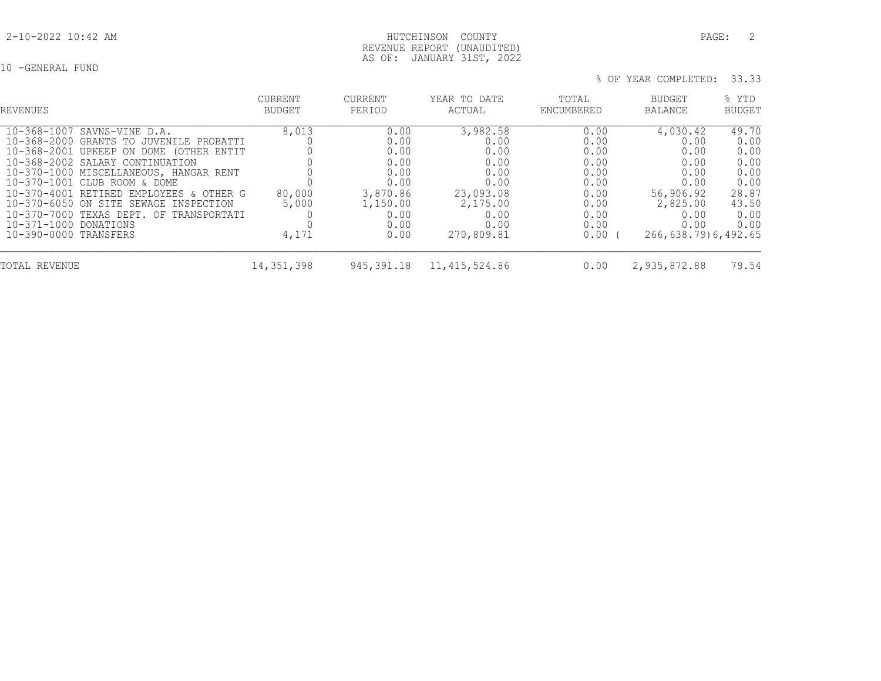HUTCHINSON COUNTY
REVENUE REPORT (UNAUDITED)
AS OF: JANUARY 31ST, 2022

10 -GENERAL FUND

% OF YEAR COMPLETED: 33.33

| REVENUES | CURRENT BUDGET | CURRENT PERIOD | YEAR TO DATE ACTUAL | TOTAL ENCUMBERED | BUDGET BALANCE | % YTD BUDGET |
|---|---|---|---|---|---|---|
| 10-368-1007 SAVNS-VINE D.A. | 8,013 | 0.00 | 3,982.58 | 0.00 | 4,030.42 | 49.70 |
| 10-368-2000 GRANTS TO JUVENILE PROBATTI | 0 | 0.00 | 0.00 | 0.00 | 0.00 | 0.00 |
| 10-368-2001 UPKEEP ON DOME (OTHER ENTIT | 0 | 0.00 | 0.00 | 0.00 | 0.00 | 0.00 |
| 10-368-2002 SALARY CONTINUATION | 0 | 0.00 | 0.00 | 0.00 | 0.00 | 0.00 |
| 10-370-1000 MISCELLANEOUS, HANGAR RENT | 0 | 0.00 | 0.00 | 0.00 | 0.00 | 0.00 |
| 10-370-1001 CLUB ROOM & DOME | 0 | 0.00 | 0.00 | 0.00 | 0.00 | 0.00 |
| 10-370-4001 RETIRED EMPLOYEES & OTHER G | 80,000 | 3,870.86 | 23,093.08 | 0.00 | 56,906.92 | 28.87 |
| 10-370-6050 ON SITE SEWAGE INSPECTION | 5,000 | 1,150.00 | 2,175.00 | 0.00 | 2,825.00 | 43.50 |
| 10-370-7000 TEXAS DEPT. OF TRANSPORTATI | 0 | 0.00 | 0.00 | 0.00 | 0.00 | 0.00 |
| 10-371-1000 DONATIONS | 0 | 0.00 | 0.00 | 0.00 | 0.00 | 0.00 |
| 10-390-0000 TRANSFERS | 4,171 | 0.00 | 270,809.81 | 0.00 | ( 266,638.79) | 6,492.65 |
| TOTAL REVENUE | 14,351,398 | 945,391.18 | 11,415,524.86 | 0.00 | 2,935,872.88 | 79.54 |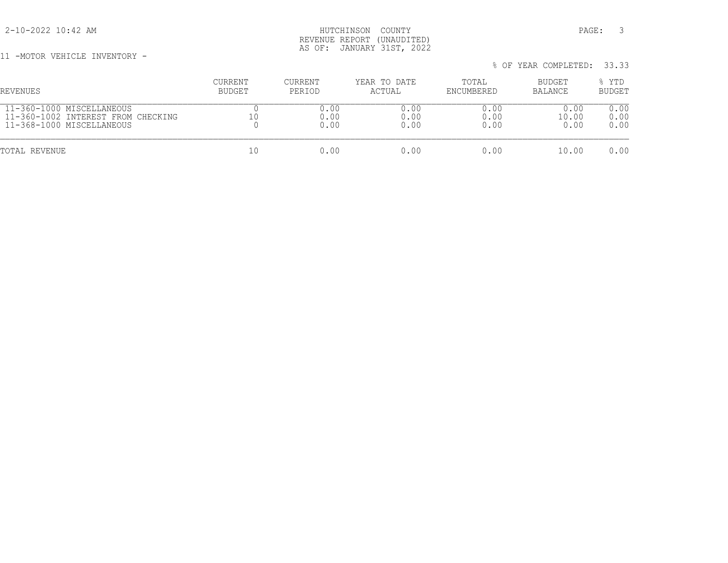HUTCHINSON COUNTY
REVENUE REPORT (UNAUDITED)
AS OF: JANUARY 31ST, 2022

2-10-2022 10:42 AM

11 -MOTOR VEHICLE INVENTORY -

% OF YEAR COMPLETED: 33.33

| REVENUES | CURRENT BUDGET | CURRENT PERIOD | YEAR TO DATE ACTUAL | TOTAL ENCUMBERED | BUDGET BALANCE | % YTD BUDGET |
|---|---|---|---|---|---|---|
| 11-360-1000 MISCELLANEOUS | 0 | 0.00 | 0.00 | 0.00 | 0.00 | 0.00 |
| 11-360-1002 INTEREST FROM CHECKING | 10 | 0.00 | 0.00 | 0.00 | 10.00 | 0.00 |
| 11-368-1000 MISCELLANEOUS | 0 | 0.00 | 0.00 | 0.00 | 0.00 | 0.00 |
| TOTAL REVENUE | 10 | 0.00 | 0.00 | 0.00 | 10.00 | 0.00 |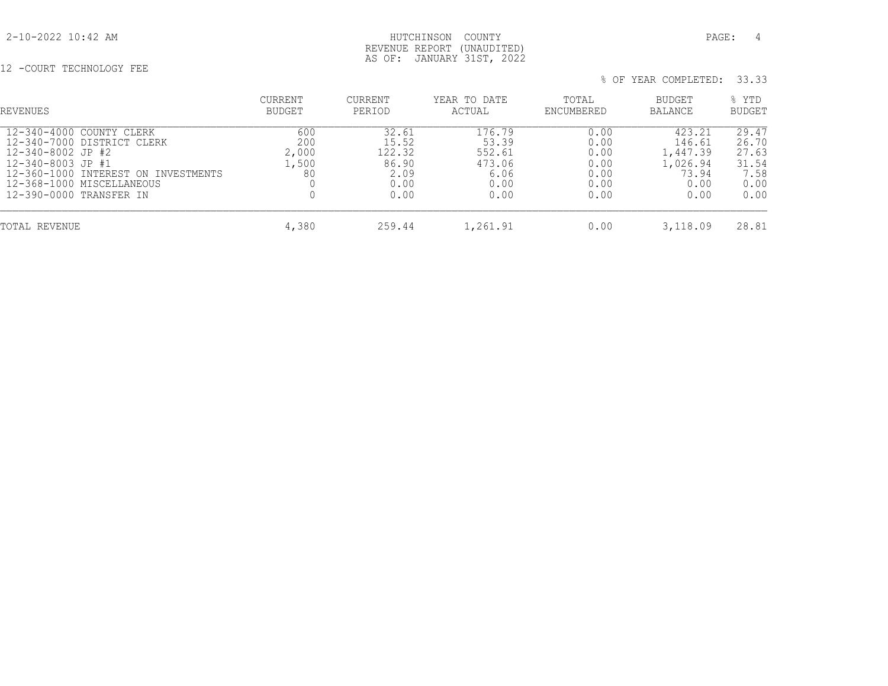HUTCHINSON COUNTY
REVENUE REPORT (UNAUDITED)
AS OF: JANUARY 31ST, 2022

12 -COURT TECHNOLOGY FEE

% OF YEAR COMPLETED: 33.33

| REVENUES | CURRENT BUDGET | CURRENT PERIOD | YEAR TO DATE ACTUAL | TOTAL ENCUMBERED | BUDGET BALANCE | % YTD BUDGET |
|---|---|---|---|---|---|---|
| 12-340-4000 COUNTY CLERK | 600 | 32.61 | 176.79 | 0.00 | 423.21 | 29.47 |
| 12-340-7000 DISTRICT CLERK | 200 | 15.52 | 53.39 | 0.00 | 146.61 | 26.70 |
| 12-340-8002 JP #2 | 2,000 | 122.32 | 552.61 | 0.00 | 1,447.39 | 27.63 |
| 12-340-8003 JP #1 | 1,500 | 86.90 | 473.06 | 0.00 | 1,026.94 | 31.54 |
| 12-360-1000 INTEREST ON INVESTMENTS | 80 | 2.09 | 6.06 | 0.00 | 73.94 | 7.58 |
| 12-368-1000 MISCELLANEOUS | 0 | 0.00 | 0.00 | 0.00 | 0.00 | 0.00 |
| 12-390-0000 TRANSFER IN | 0 | 0.00 | 0.00 | 0.00 | 0.00 | 0.00 |
| TOTAL REVENUE | 4,380 | 259.44 | 1,261.91 | 0.00 | 3,118.09 | 28.81 |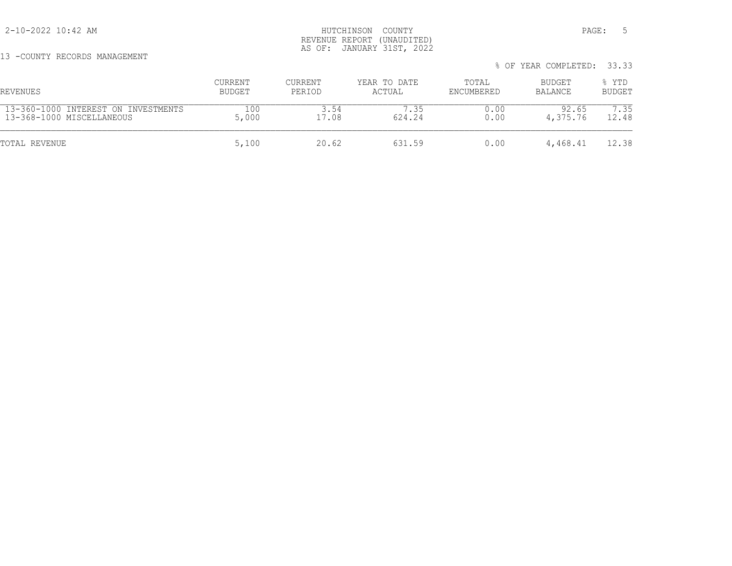HUTCHINSON COUNTY
REVENUE REPORT (UNAUDITED)
AS OF: JANUARY 31ST, 2022

2-10-2022 10:42 AM

13 -COUNTY RECORDS MANAGEMENT

% OF YEAR COMPLETED: 33.33

| REVENUES | CURRENT BUDGET | CURRENT PERIOD | YEAR TO DATE ACTUAL | TOTAL ENCUMBERED | BUDGET BALANCE | % YTD BUDGET |
|---|---|---|---|---|---|---|
| 13-360-1000 INTEREST ON INVESTMENTS | 100 | 3.54 | 7.35 | 0.00 | 92.65 | 7.35 |
| 13-368-1000 MISCELLANEOUS | 5,000 | 17.08 | 624.24 | 0.00 | 4,375.76 | 12.48 |
| TOTAL REVENUE | 5,100 | 20.62 | 631.59 | 0.00 | 4,468.41 | 12.38 |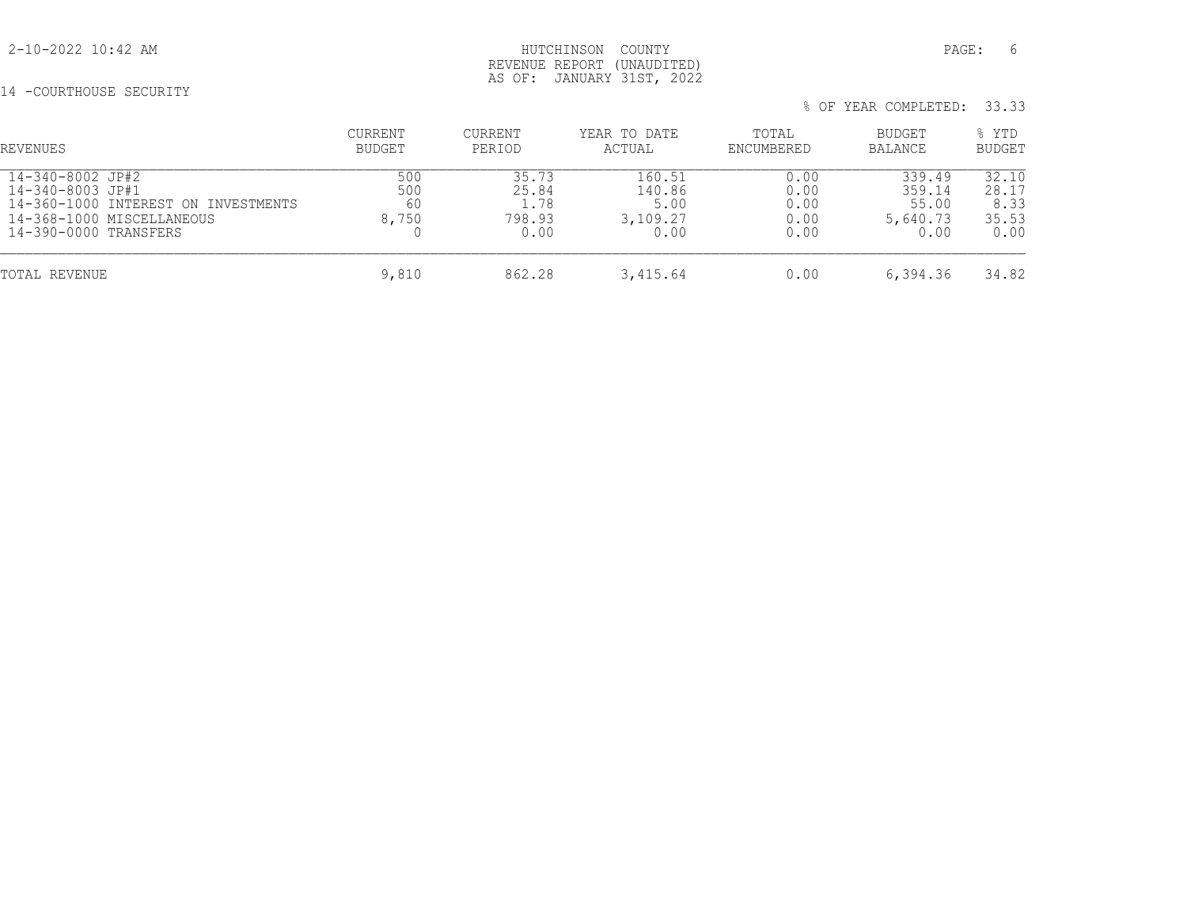HUTCHINSON COUNTY
REVENUE REPORT (UNAUDITED)
AS OF: JANUARY 31ST, 2022

14 -COURTHOUSE SECURITY

% OF YEAR COMPLETED: 33.33

| REVENUES | CURRENT BUDGET | CURRENT PERIOD | YEAR TO DATE ACTUAL | TOTAL ENCUMBERED | BUDGET BALANCE | % YTD BUDGET |
|---|---|---|---|---|---|---|
| 14-340-8002 JP#2 | 500 | 35.73 | 160.51 | 0.00 | 339.49 | 32.10 |
| 14-340-8003 JP#1 | 500 | 25.84 | 140.86 | 0.00 | 359.14 | 28.17 |
| 14-360-1000 INTEREST ON INVESTMENTS | 60 | 1.78 | 5.00 | 0.00 | 55.00 | 8.33 |
| 14-368-1000 MISCELLANEOUS | 8,750 | 798.93 | 3,109.27 | 0.00 | 5,640.73 | 35.53 |
| 14-390-0000 TRANSFERS | 0 | 0.00 | 0.00 | 0.00 | 0.00 | 0.00 |
| TOTAL REVENUE | 9,810 | 862.28 | 3,415.64 | 0.00 | 6,394.36 | 34.82 |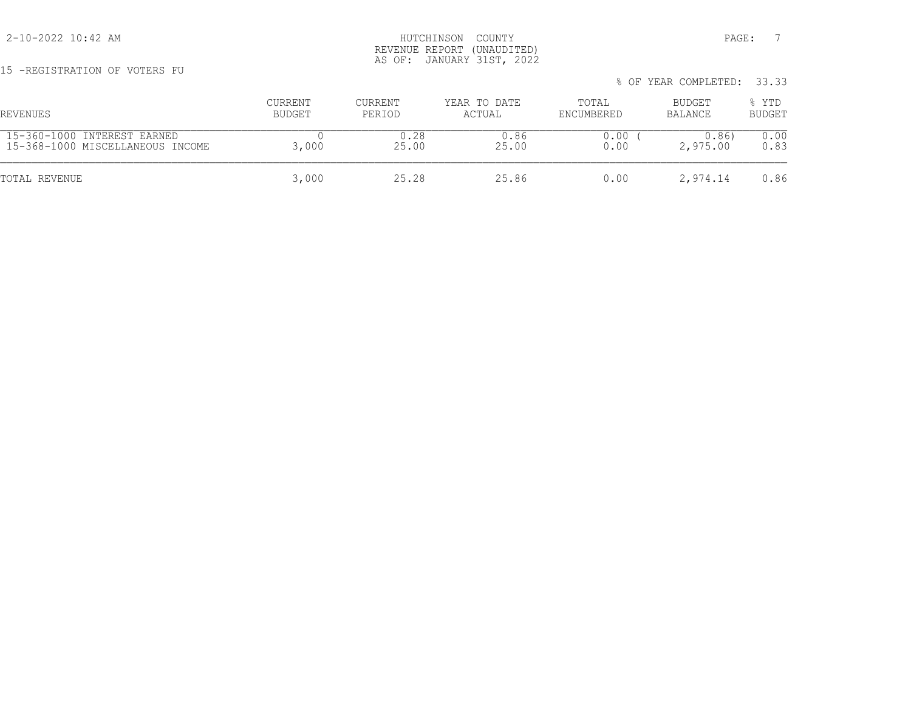HUTCHINSON COUNTY
REVENUE REPORT (UNAUDITED)
AS OF: JANUARY 31ST, 2022

15 -REGISTRATION OF VOTERS FU

% OF YEAR COMPLETED: 33.33

| REVENUES | CURRENT BUDGET | CURRENT PERIOD | YEAR TO DATE ACTUAL | TOTAL ENCUMBERED | BUDGET BALANCE | % YTD BUDGET |
|---|---|---|---|---|---|---|
| 15-360-1000 INTEREST EARNED | 0 | 0.28 | 0.86 | 0.00 | ( 0.86) | 0.00 |
| 15-368-1000 MISCELLANEOUS INCOME | 3,000 | 25.00 | 25.00 | 0.00 | 2,975.00 | 0.83 |
| TOTAL REVENUE | 3,000 | 25.28 | 25.86 | 0.00 | 2,974.14 | 0.86 |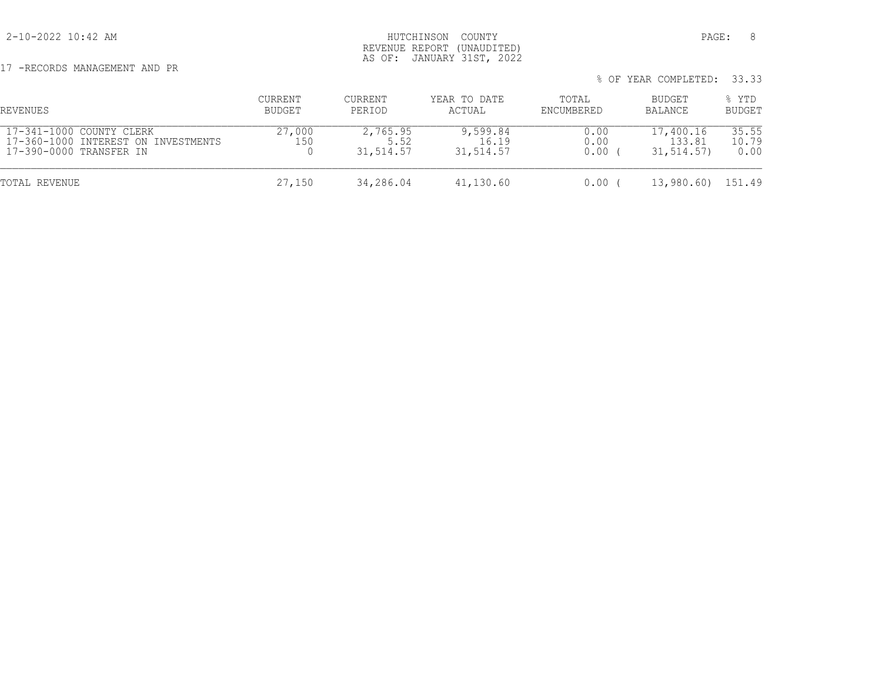HUTCHINSON COUNTY
REVENUE REPORT (UNAUDITED)
AS OF: JANUARY 31ST, 2022

17 -RECORDS MANAGEMENT AND PR

% OF YEAR COMPLETED: 33.33

| REVENUES | CURRENT BUDGET | CURRENT PERIOD | YEAR TO DATE ACTUAL | TOTAL ENCUMBERED | BUDGET BALANCE | % YTD BUDGET |
|---|---|---|---|---|---|---|
| 17-341-1000 COUNTY CLERK | 27,000 | 2,765.95 | 9,599.84 | 0.00 | 17,400.16 | 35.55 |
| 17-360-1000 INTEREST ON INVESTMENTS | 150 | 5.52 | 16.19 | 0.00 | 133.81 | 10.79 |
| 17-390-0000 TRANSFER IN | 0 | 31,514.57 | 31,514.57 | 0.00 | ( 31,514.57) | 0.00 |
| TOTAL REVENUE | 27,150 | 34,286.04 | 41,130.60 | 0.00 | ( 13,980.60) | 151.49 |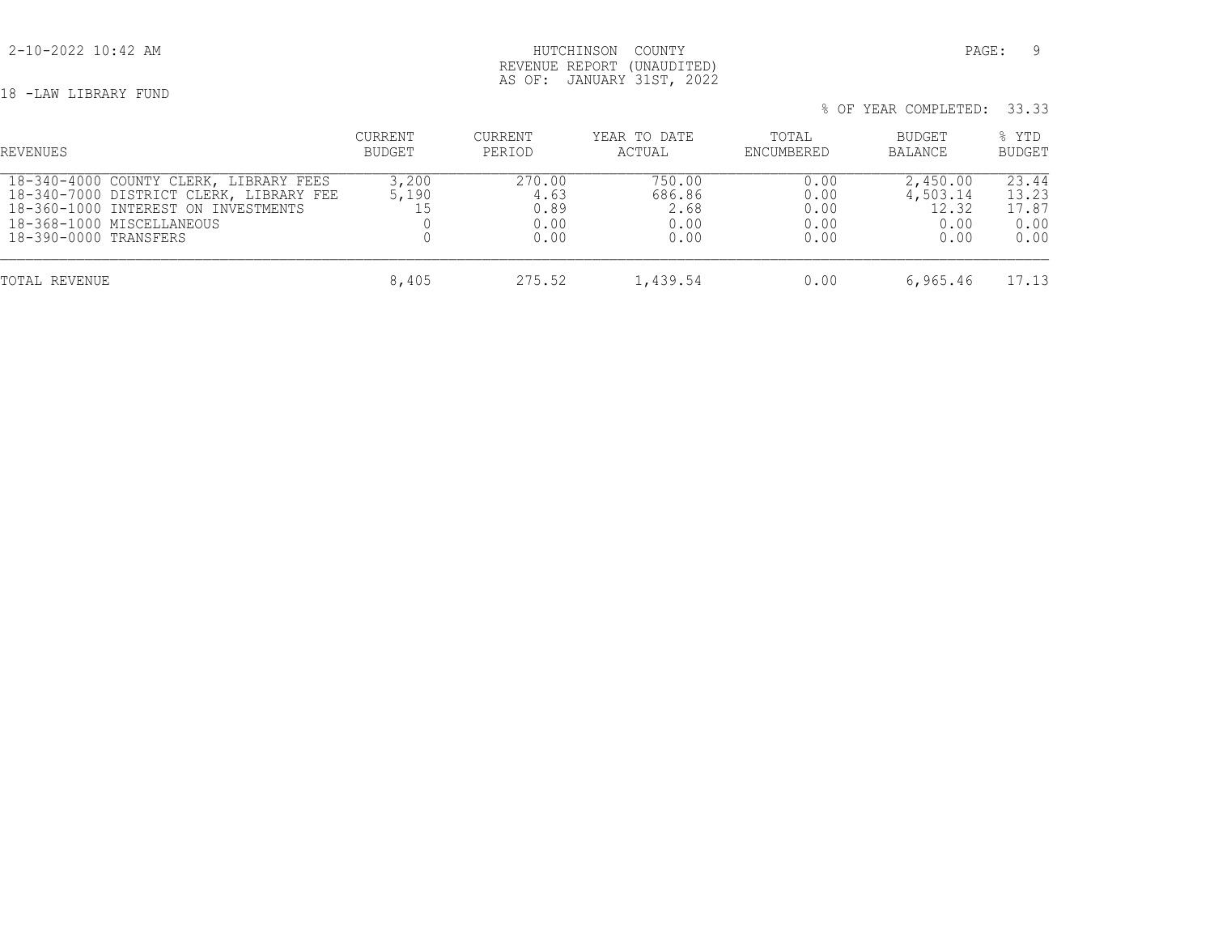HUTCHINSON COUNTY
REVENUE REPORT (UNAUDITED)
AS OF: JANUARY 31ST, 2022

18 -LAW LIBRARY FUND

% OF YEAR COMPLETED: 33.33

| REVENUES | CURRENT BUDGET | CURRENT PERIOD | YEAR TO DATE ACTUAL | TOTAL ENCUMBERED | BUDGET BALANCE | % YTD BUDGET |
|---|---|---|---|---|---|---|
| 18-340-4000 COUNTY CLERK, LIBRARY FEES | 3,200 | 270.00 | 750.00 | 0.00 | 2,450.00 | 23.44 |
| 18-340-7000 DISTRICT CLERK, LIBRARY FEE | 5,190 | 4.63 | 686.86 | 0.00 | 4,503.14 | 13.23 |
| 18-360-1000 INTEREST ON INVESTMENTS | 15 | 0.89 | 2.68 | 0.00 | 12.32 | 17.87 |
| 18-368-1000 MISCELLANEOUS | 0 | 0.00 | 0.00 | 0.00 | 0.00 | 0.00 |
| 18-390-0000 TRANSFERS | 0 | 0.00 | 0.00 | 0.00 | 0.00 | 0.00 |
| TOTAL REVENUE | 8,405 | 275.52 | 1,439.54 | 0.00 | 6,965.46 | 17.13 |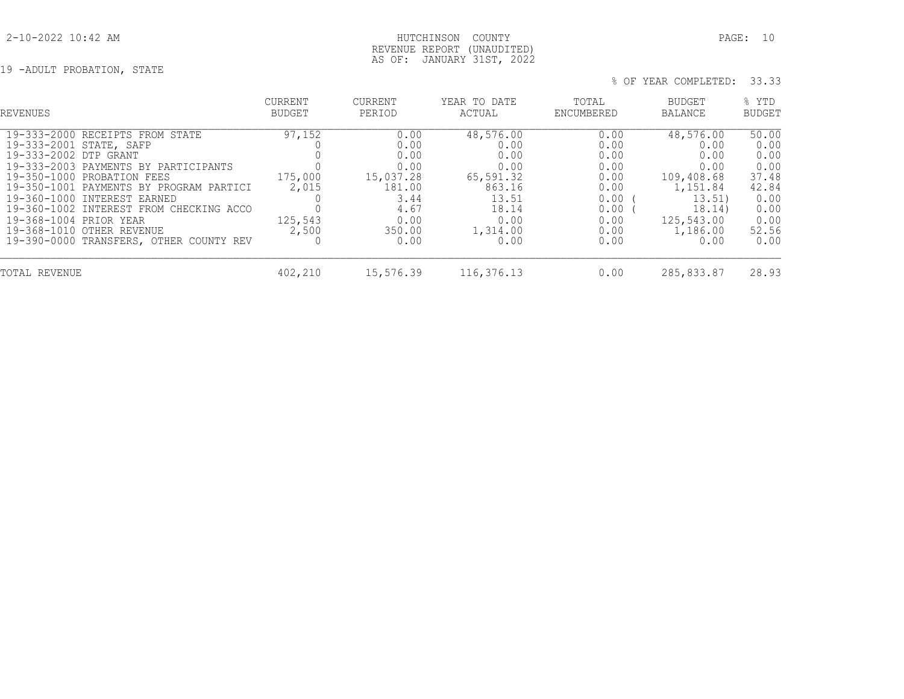HUTCHINSON COUNTY
REVENUE REPORT (UNAUDITED)
AS OF: JANUARY 31ST, 2022

19 -ADULT PROBATION, STATE

% OF YEAR COMPLETED: 33.33

| REVENUES | CURRENT BUDGET | CURRENT PERIOD | YEAR TO DATE ACTUAL | TOTAL ENCUMBERED | BUDGET BALANCE | % YTD BUDGET |
|---|---|---|---|---|---|---|
| 19-333-2000 RECEIPTS FROM STATE | 97,152 | 0.00 | 48,576.00 | 0.00 | 48,576.00 | 50.00 |
| 19-333-2001 STATE, SAFP | 0 | 0.00 | 0.00 | 0.00 | 0.00 | 0.00 |
| 19-333-2002 DTP GRANT | 0 | 0.00 | 0.00 | 0.00 | 0.00 | 0.00 |
| 19-333-2003 PAYMENTS BY PARTICIPANTS | 0 | 0.00 | 0.00 | 0.00 | 0.00 | 0.00 |
| 19-350-1000 PROBATION FEES | 175,000 | 15,037.28 | 65,591.32 | 0.00 | 109,408.68 | 37.48 |
| 19-350-1001 PAYMENTS BY PROGRAM PARTICI | 2,015 | 181.00 | 863.16 | 0.00 | 1,151.84 | 42.84 |
| 19-360-1000 INTEREST EARNED | 0 | 3.44 | 13.51 | 0.00 | ( 13.51) | 0.00 |
| 19-360-1002 INTEREST FROM CHECKING ACCO | 0 | 4.67 | 18.14 | 0.00 | ( 18.14) | 0.00 |
| 19-368-1004 PRIOR YEAR | 125,543 | 0.00 | 0.00 | 0.00 | 125,543.00 | 0.00 |
| 19-368-1010 OTHER REVENUE | 2,500 | 350.00 | 1,314.00 | 0.00 | 1,186.00 | 52.56 |
| 19-390-0000 TRANSFERS, OTHER COUNTY REV | 0 | 0.00 | 0.00 | 0.00 | 0.00 | 0.00 |
| TOTAL REVENUE | 402,210 | 15,576.39 | 116,376.13 | 0.00 | 285,833.87 | 28.93 |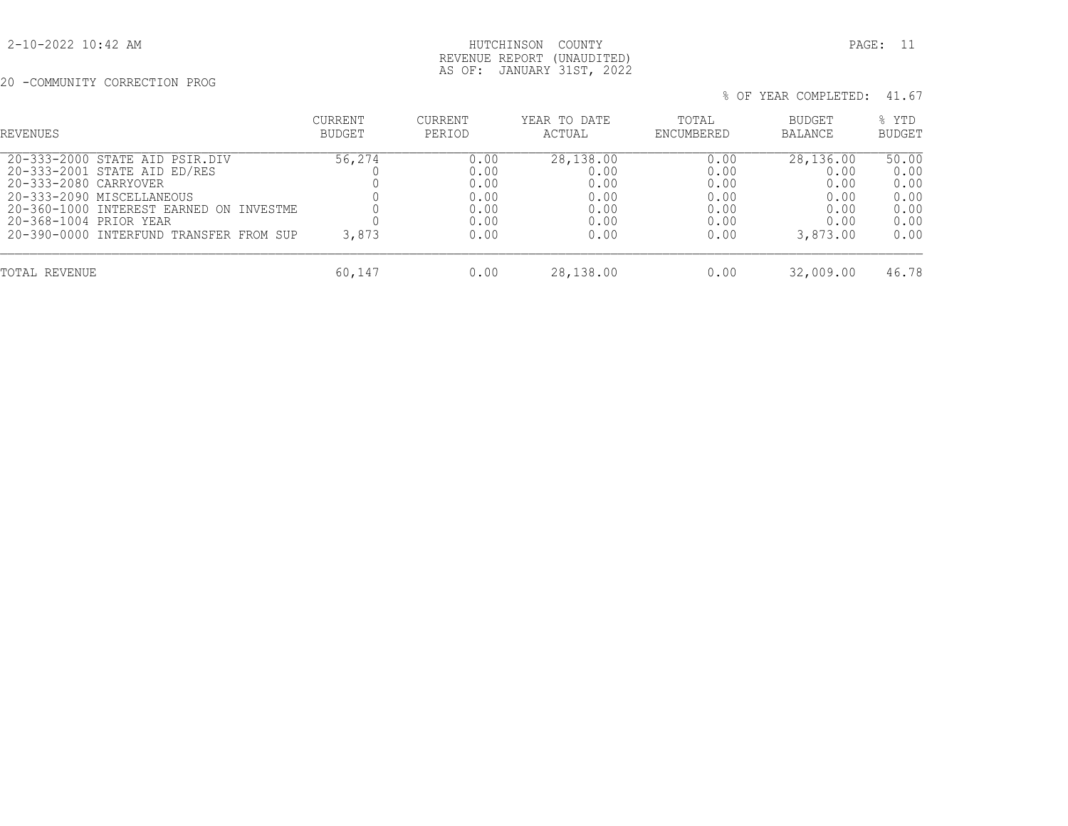HUTCHINSON COUNTY
REVENUE REPORT (UNAUDITED)
AS OF: JANUARY 31ST, 2022

20 -COMMUNITY CORRECTION PROG

% OF YEAR COMPLETED: 41.67

| REVENUES | CURRENT BUDGET | CURRENT PERIOD | YEAR TO DATE ACTUAL | TOTAL ENCUMBERED | BUDGET BALANCE | % YTD BUDGET |
|---|---|---|---|---|---|---|
| 20-333-2000 STATE AID PSIR.DIV | 56,274 | 0.00 | 28,138.00 | 0.00 | 28,136.00 | 50.00 |
| 20-333-2001 STATE AID ED/RES | 0 | 0.00 | 0.00 | 0.00 | 0.00 | 0.00 |
| 20-333-2080 CARRYOVER | 0 | 0.00 | 0.00 | 0.00 | 0.00 | 0.00 |
| 20-333-2090 MISCELLANEOUS | 0 | 0.00 | 0.00 | 0.00 | 0.00 | 0.00 |
| 20-360-1000 INTEREST EARNED ON INVESTME | 0 | 0.00 | 0.00 | 0.00 | 0.00 | 0.00 |
| 20-368-1004 PRIOR YEAR | 0 | 0.00 | 0.00 | 0.00 | 0.00 | 0.00 |
| 20-390-0000 INTERFUND TRANSFER FROM SUP | 3,873 | 0.00 | 0.00 | 0.00 | 3,873.00 | 0.00 |
| TOTAL REVENUE | 60,147 | 0.00 | 28,138.00 | 0.00 | 32,009.00 | 46.78 |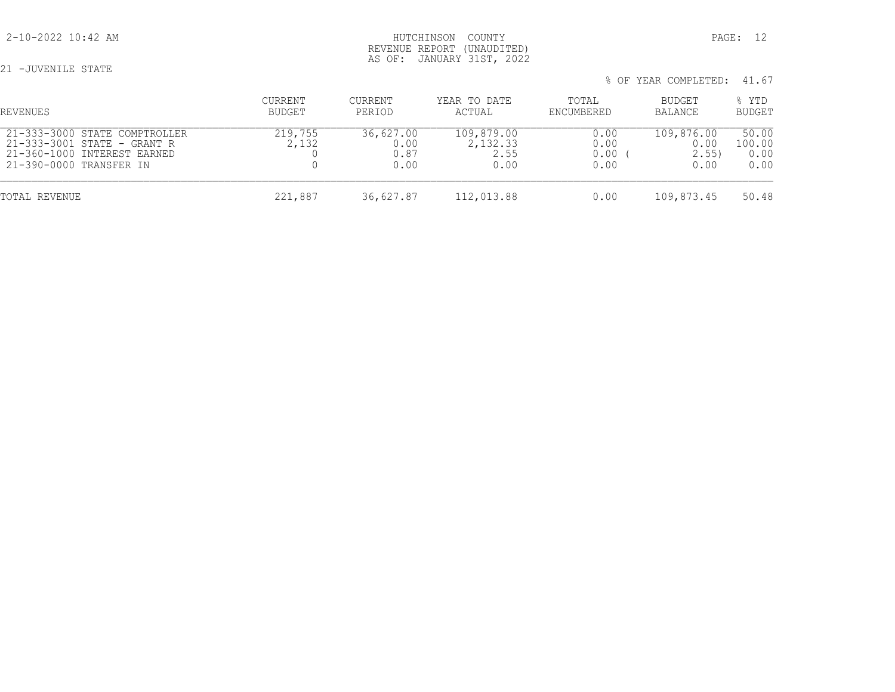HUTCHINSON COUNTY
REVENUE REPORT (UNAUDITED)
AS OF: JANUARY 31ST, 2022

21 -JUVENILE STATE

% OF YEAR COMPLETED: 41.67

| REVENUES | CURRENT BUDGET | CURRENT PERIOD | YEAR TO DATE ACTUAL | TOTAL ENCUMBERED | BUDGET BALANCE | % YTD BUDGET |
|---|---|---|---|---|---|---|
| 21-333-3000 STATE COMPTROLLER | 219,755 | 36,627.00 | 109,879.00 | 0.00 | 109,876.00 | 50.00 |
| 21-333-3001 STATE - GRANT R | 2,132 | 0.00 | 2,132.33 | 0.00 | 0.00 | 100.00 |
| 21-360-1000 INTEREST EARNED | 0 | 0.87 | 2.55 | 0.00 | ( 2.55) | 0.00 |
| 21-390-0000 TRANSFER IN | 0 | 0.00 | 0.00 | 0.00 | 0.00 | 0.00 |
| TOTAL REVENUE | 221,887 | 36,627.87 | 112,013.88 | 0.00 | 109,873.45 | 50.48 |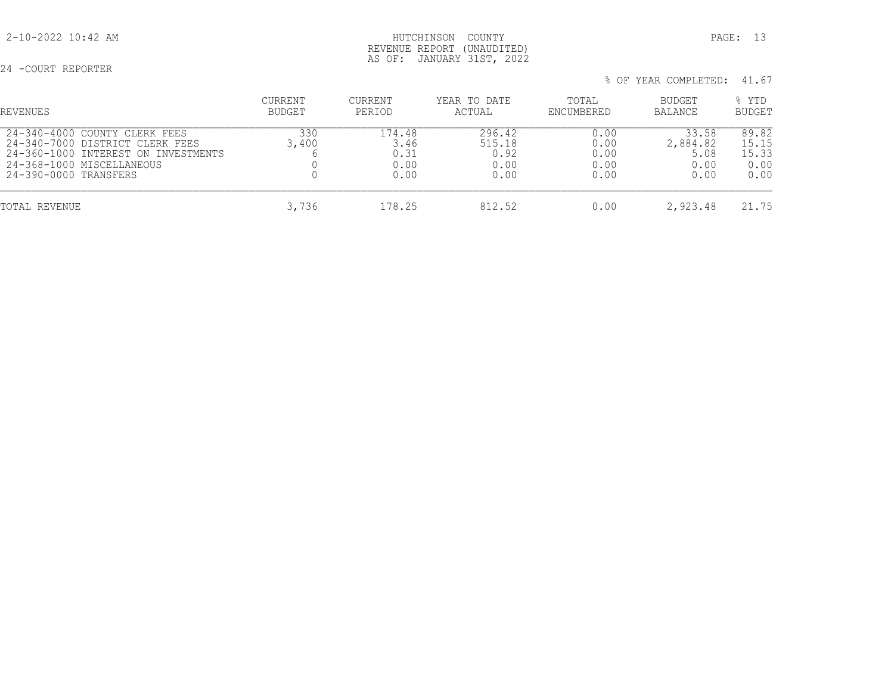HUTCHINSON COUNTY
REVENUE REPORT (UNAUDITED)
AS OF: JANUARY 31ST, 2022

24 -COURT REPORTER

% OF YEAR COMPLETED: 41.67

| REVENUES | CURRENT BUDGET | CURRENT PERIOD | YEAR TO DATE ACTUAL | TOTAL ENCUMBERED | BUDGET BALANCE | % YTD BUDGET |
|---|---|---|---|---|---|---|
| 24-340-4000 COUNTY CLERK FEES | 330 | 174.48 | 296.42 | 0.00 | 33.58 | 89.82 |
| 24-340-7000 DISTRICT CLERK FEES | 3,400 | 3.46 | 515.18 | 0.00 | 2,884.82 | 15.15 |
| 24-360-1000 INTEREST ON INVESTMENTS | 6 | 0.31 | 0.92 | 0.00 | 5.08 | 15.33 |
| 24-368-1000 MISCELLANEOUS | 0 | 0.00 | 0.00 | 0.00 | 0.00 | 0.00 |
| 24-390-0000 TRANSFERS | 0 | 0.00 | 0.00 | 0.00 | 0.00 | 0.00 |
| TOTAL REVENUE | 3,736 | 178.25 | 812.52 | 0.00 | 2,923.48 | 21.75 |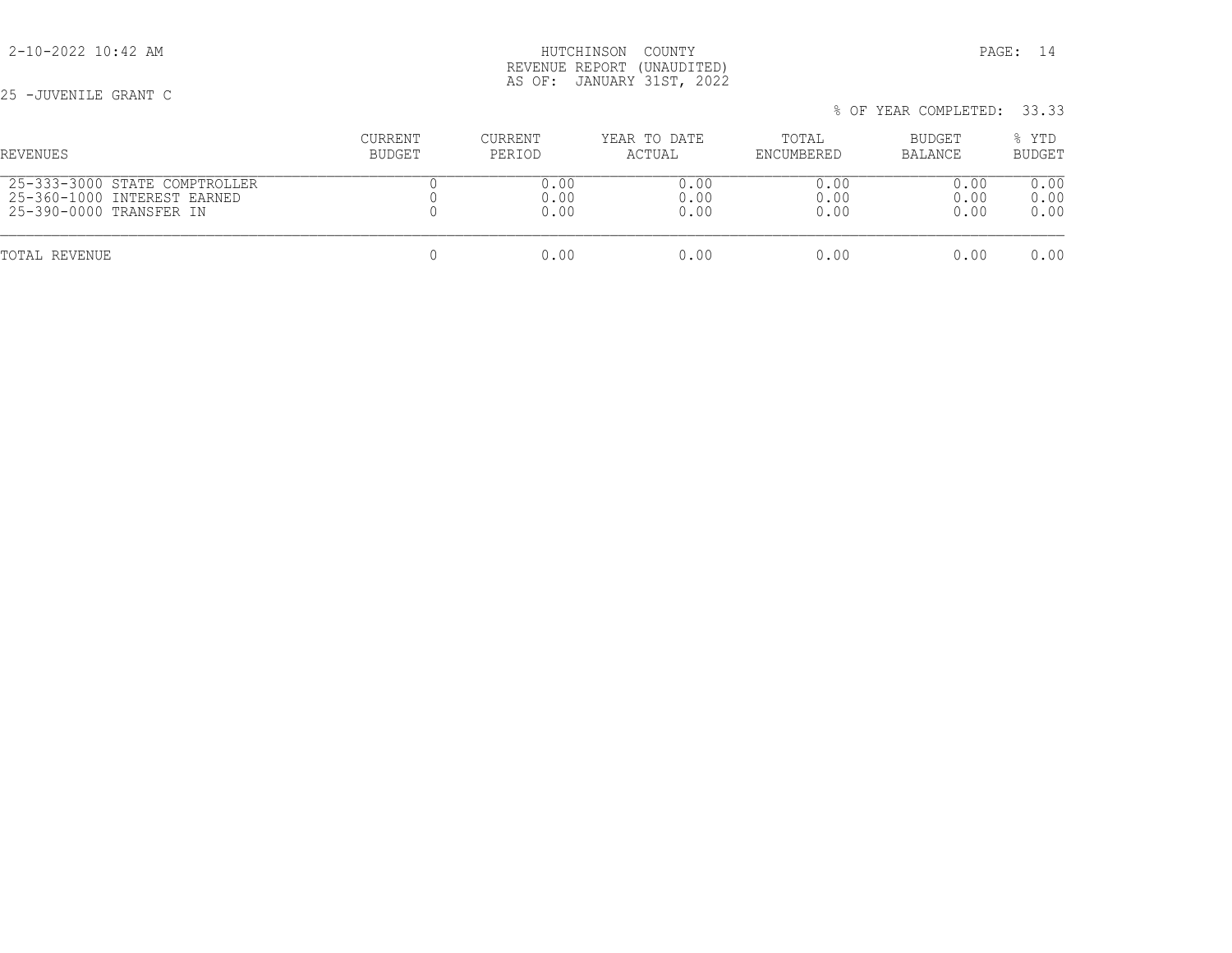HUTCHINSON COUNTY
REVENUE REPORT (UNAUDITED)
AS OF: JANUARY 31ST, 2022

25 -JUVENILE GRANT C

% OF YEAR COMPLETED: 33.33

| REVENUES | CURRENT BUDGET | CURRENT PERIOD | YEAR TO DATE ACTUAL | TOTAL ENCUMBERED | BUDGET BALANCE | % YTD BUDGET |
|---|---|---|---|---|---|---|
| 25-333-3000 STATE COMPTROLLER | 0 | 0.00 | 0.00 | 0.00 | 0.00 | 0.00 |
| 25-360-1000 INTEREST EARNED | 0 | 0.00 | 0.00 | 0.00 | 0.00 | 0.00 |
| 25-390-0000 TRANSFER IN | 0 | 0.00 | 0.00 | 0.00 | 0.00 | 0.00 |
| TOTAL REVENUE | 0 | 0.00 | 0.00 | 0.00 | 0.00 | 0.00 |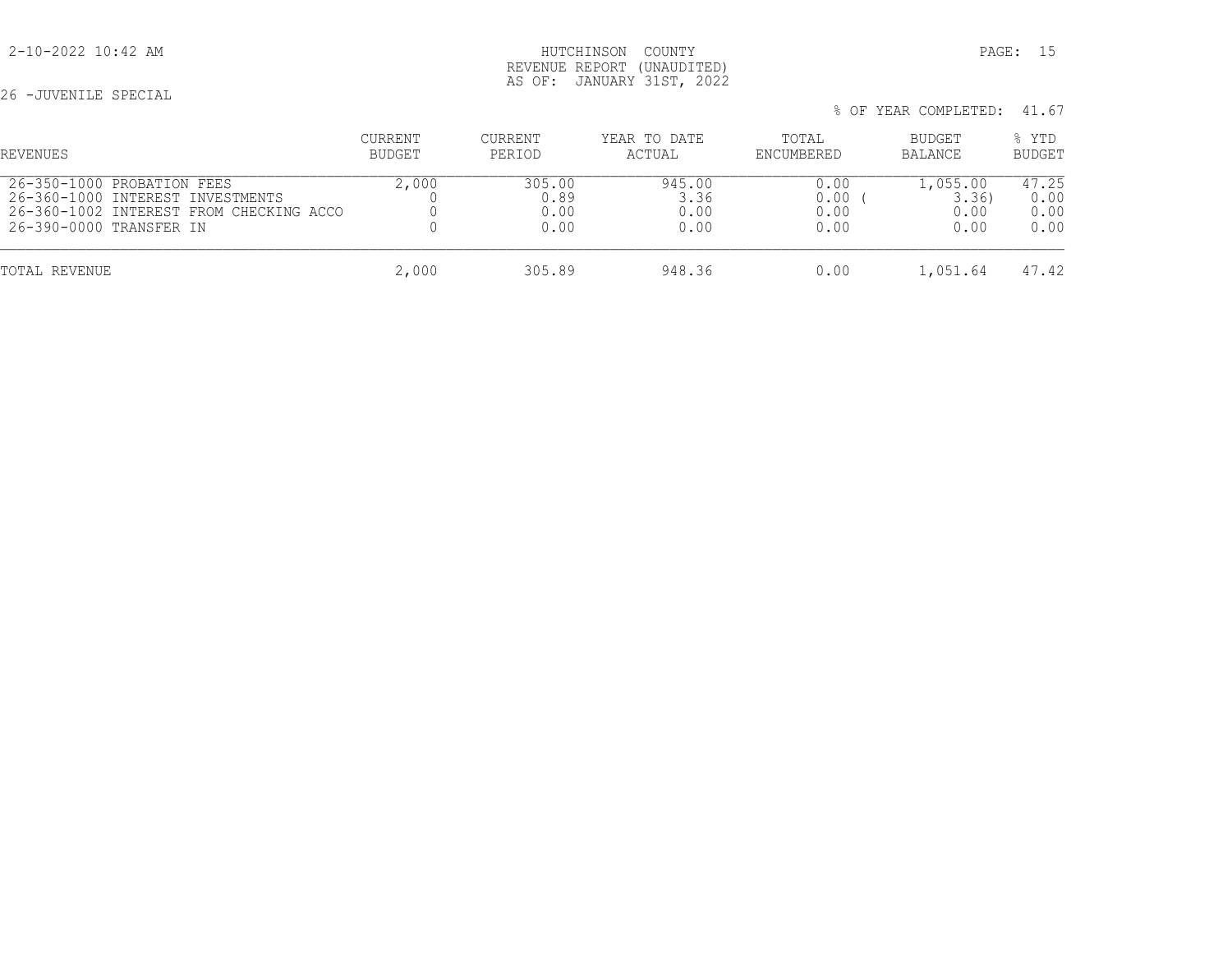HUTCHINSON COUNTY
REVENUE REPORT (UNAUDITED)
AS OF: JANUARY 31ST, 2022

26 -JUVENILE SPECIAL

% OF YEAR COMPLETED: 41.67

| REVENUES | CURRENT BUDGET | CURRENT PERIOD | YEAR TO DATE ACTUAL | TOTAL ENCUMBERED | BUDGET BALANCE | % YTD BUDGET |
|---|---|---|---|---|---|---|
| 26-350-1000 PROBATION FEES | 2,000 | 305.00 | 945.00 | 0.00 | 1,055.00 | 47.25 |
| 26-360-1000 INTEREST INVESTMENTS | 0 | 0.89 | 3.36 | 0.00 | ( 3.36) | 0.00 |
| 26-360-1002 INTEREST FROM CHECKING ACCO | 0 | 0.00 | 0.00 | 0.00 | 0.00 | 0.00 |
| 26-390-0000 TRANSFER IN | 0 | 0.00 | 0.00 | 0.00 | 0.00 | 0.00 |
| TOTAL REVENUE | 2,000 | 305.89 | 948.36 | 0.00 | 1,051.64 | 47.42 |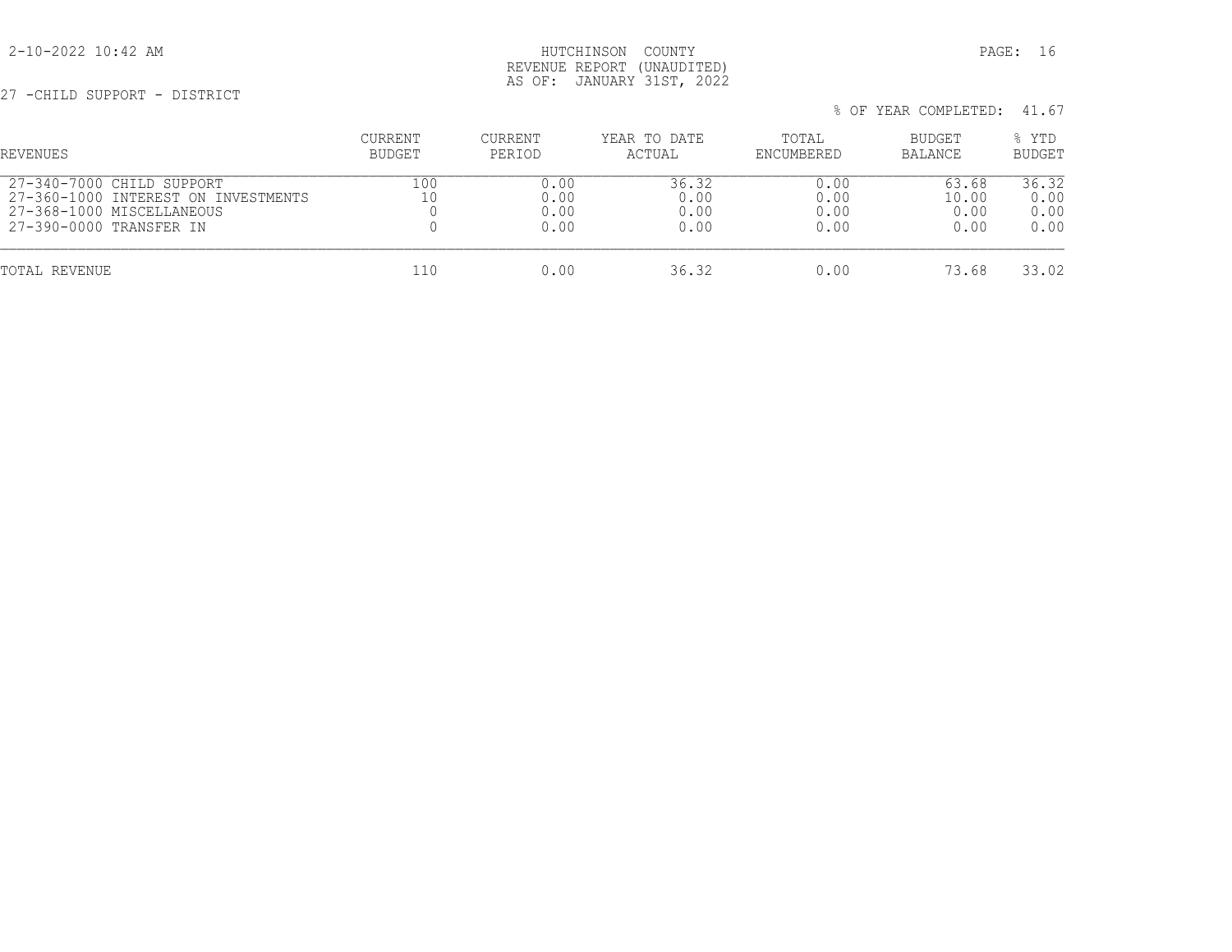HUTCHINSON COUNTY
REVENUE REPORT (UNAUDITED)
AS OF: JANUARY 31ST, 2022

27 -CHILD SUPPORT - DISTRICT

% OF YEAR COMPLETED: 41.67

| REVENUES | CURRENT BUDGET | CURRENT PERIOD | YEAR TO DATE ACTUAL | TOTAL ENCUMBERED | BUDGET BALANCE | % YTD BUDGET |
|---|---|---|---|---|---|---|
| 27-340-7000 CHILD SUPPORT | 100 | 0.00 | 36.32 | 0.00 | 63.68 | 36.32 |
| 27-360-1000 INTEREST ON INVESTMENTS | 10 | 0.00 | 0.00 | 0.00 | 10.00 | 0.00 |
| 27-368-1000 MISCELLANEOUS | 0 | 0.00 | 0.00 | 0.00 | 0.00 | 0.00 |
| 27-390-0000 TRANSFER IN | 0 | 0.00 | 0.00 | 0.00 | 0.00 | 0.00 |
| TOTAL REVENUE | 110 | 0.00 | 36.32 | 0.00 | 73.68 | 33.02 |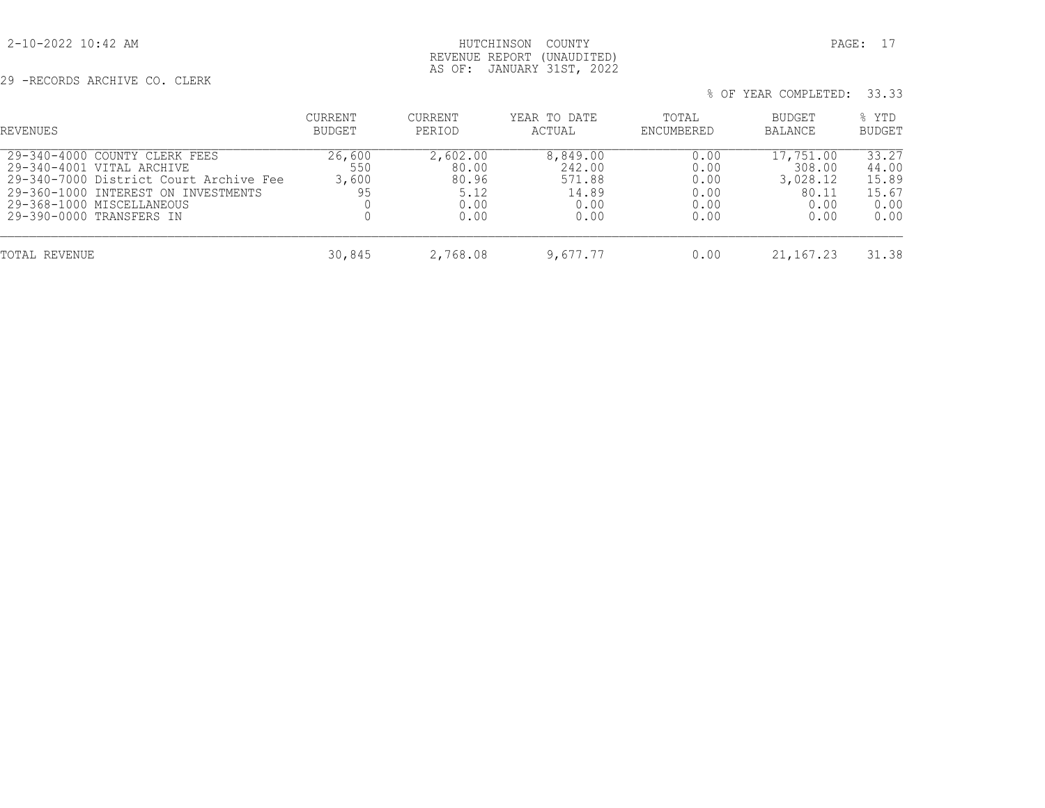HUTCHINSON COUNTY
REVENUE REPORT (UNAUDITED)
AS OF: JANUARY 31ST, 2022

29 -RECORDS ARCHIVE CO. CLERK

% OF YEAR COMPLETED: 33.33

| REVENUES | CURRENT BUDGET | CURRENT PERIOD | YEAR TO DATE ACTUAL | TOTAL ENCUMBERED | BUDGET BALANCE | % YTD BUDGET |
|---|---|---|---|---|---|---|
| 29-340-4000 COUNTY CLERK FEES | 26,600 | 2,602.00 | 8,849.00 | 0.00 | 17,751.00 | 33.27 |
| 29-340-4001 VITAL ARCHIVE | 550 | 80.00 | 242.00 | 0.00 | 308.00 | 44.00 |
| 29-340-7000 District Court Archive Fee | 3,600 | 80.96 | 571.88 | 0.00 | 3,028.12 | 15.89 |
| 29-360-1000 INTEREST ON INVESTMENTS | 95 | 5.12 | 14.89 | 0.00 | 80.11 | 15.67 |
| 29-368-1000 MISCELLANEOUS | 0 | 0.00 | 0.00 | 0.00 | 0.00 | 0.00 |
| 29-390-0000 TRANSFERS IN | 0 | 0.00 | 0.00 | 0.00 | 0.00 | 0.00 |
| TOTAL REVENUE | 30,845 | 2,768.08 | 9,677.77 | 0.00 | 21,167.23 | 31.38 |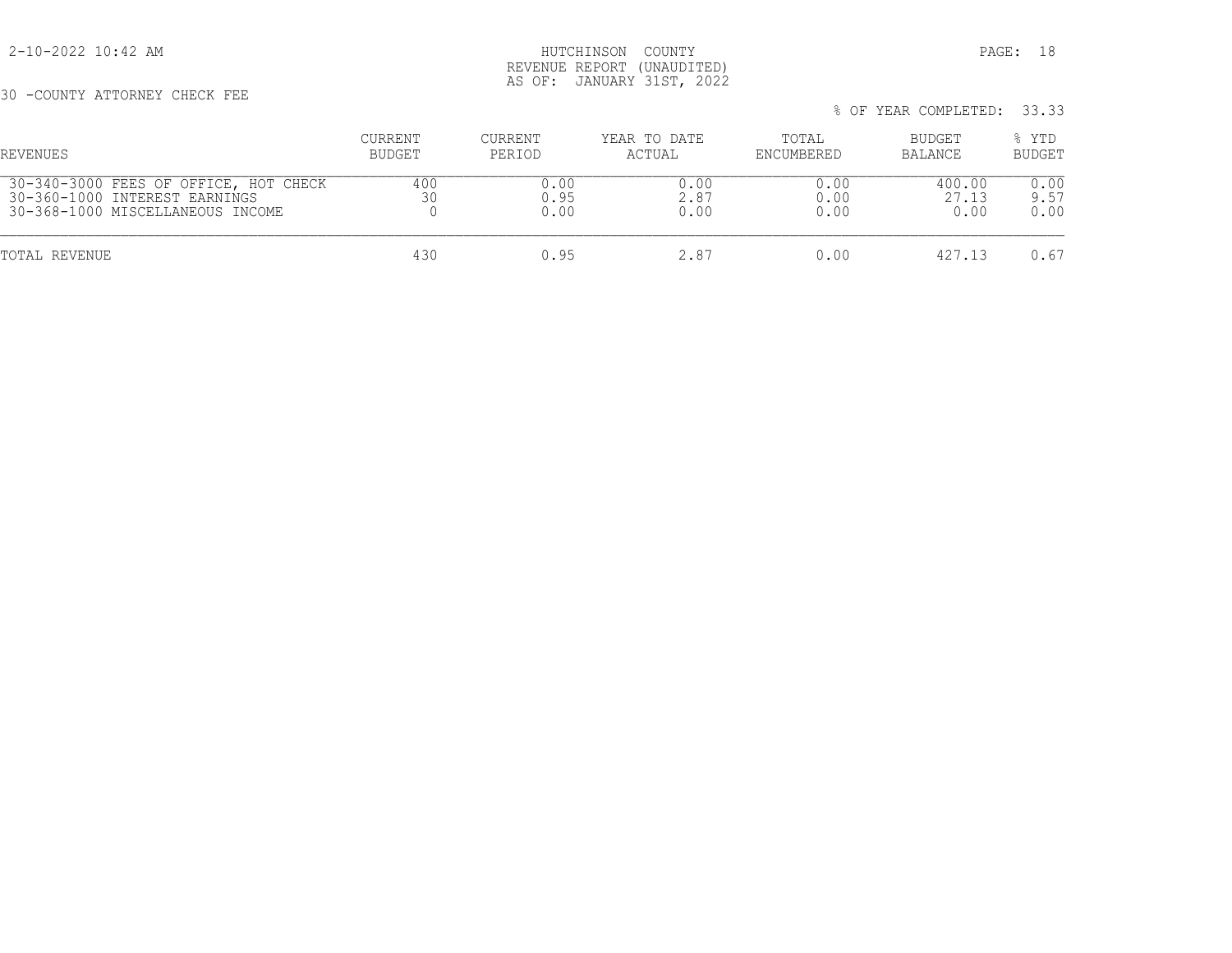HUTCHINSON COUNTY
REVENUE REPORT (UNAUDITED)
AS OF: JANUARY 31ST, 2022

30 -COUNTY ATTORNEY CHECK FEE

% OF YEAR COMPLETED: 33.33

| REVENUES | CURRENT BUDGET | CURRENT PERIOD | YEAR TO DATE ACTUAL | TOTAL ENCUMBERED | BUDGET BALANCE | % YTD BUDGET |
|---|---|---|---|---|---|---|
| 30-340-3000 FEES OF OFFICE, HOT CHECK | 400 | 0.00 | 0.00 | 0.00 | 400.00 | 0.00 |
| 30-360-1000 INTEREST EARNINGS | 30 | 0.95 | 2.87 | 0.00 | 27.13 | 9.57 |
| 30-368-1000 MISCELLANEOUS INCOME | 0 | 0.00 | 0.00 | 0.00 | 0.00 | 0.00 |
| TOTAL REVENUE | 430 | 0.95 | 2.87 | 0.00 | 427.13 | 0.67 |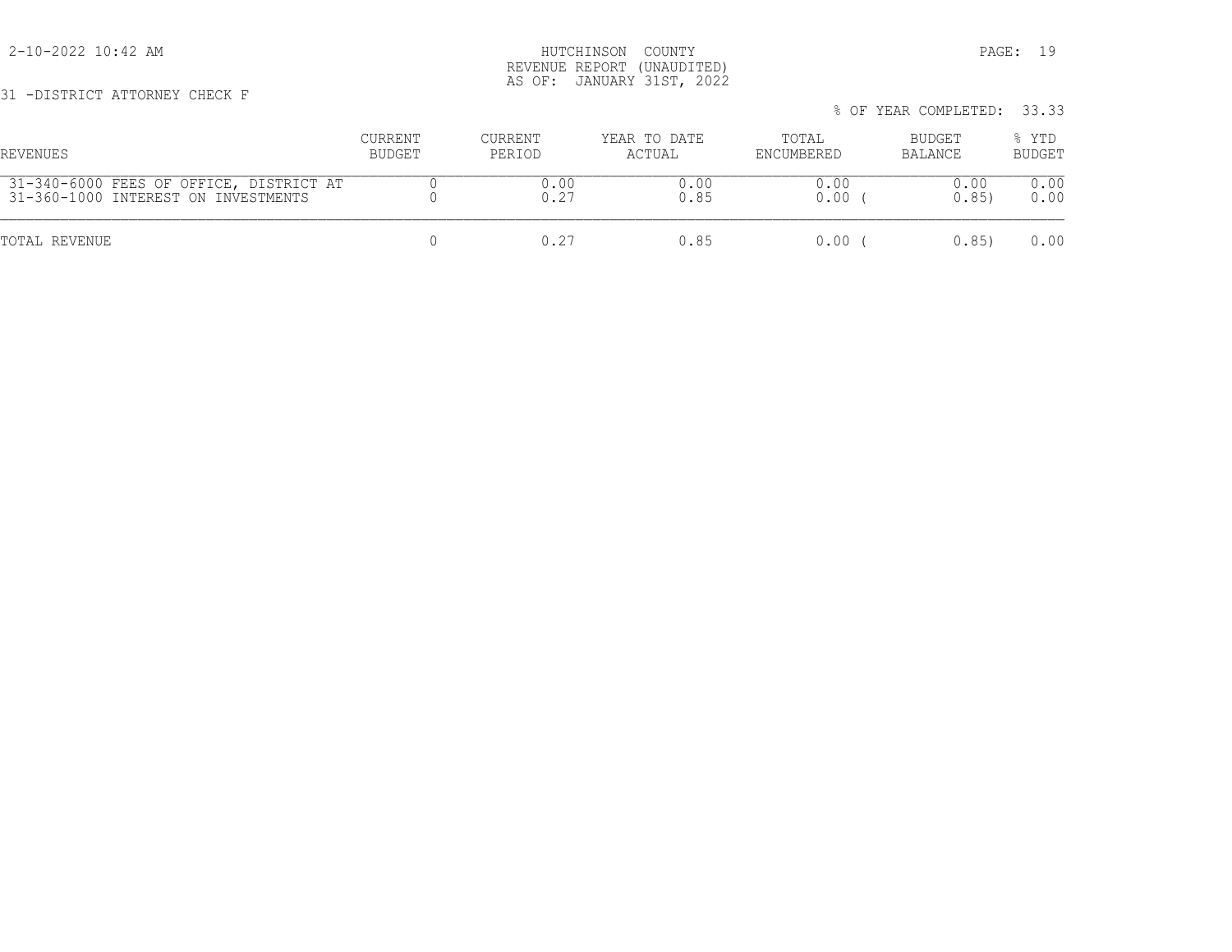HUTCHINSON COUNTY
REVENUE REPORT (UNAUDITED)
AS OF: JANUARY 31ST, 2022

2-10-2022 10:42 AM

31 -DISTRICT ATTORNEY CHECK F

% OF YEAR COMPLETED: 33.33

| REVENUES | CURRENT BUDGET | CURRENT PERIOD | YEAR TO DATE ACTUAL | TOTAL ENCUMBERED | BUDGET BALANCE | % YTD BUDGET |
|---|---|---|---|---|---|---|
| 31-340-6000 FEES OF OFFICE, DISTRICT AT | 0 | 0.00 | 0.00 | 0.00 | 0.00 | 0.00 |
| 31-360-1000 INTEREST ON INVESTMENTS | 0 | 0.27 | 0.85 | 0.00 | ( 0.85) | 0.00 |
| TOTAL REVENUE | 0 | 0.27 | 0.85 | 0.00 | ( 0.85) | 0.00 |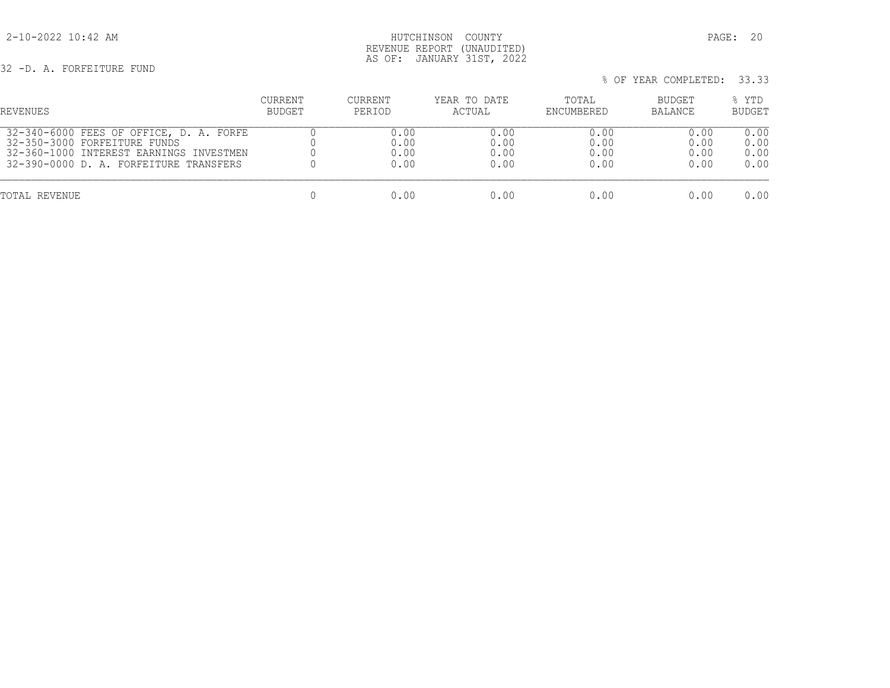HUTCHINSON COUNTY
REVENUE REPORT (UNAUDITED)
AS OF: JANUARY 31ST, 2022

32 -D. A. FORFEITURE FUND

% OF YEAR COMPLETED: 33.33

| REVENUES | CURRENT BUDGET | CURRENT PERIOD | YEAR TO DATE ACTUAL | TOTAL ENCUMBERED | BUDGET BALANCE | % YTD BUDGET |
|---|---|---|---|---|---|---|
| 32-340-6000 FEES OF OFFICE, D. A. FORFE | 0 | 0.00 | 0.00 | 0.00 | 0.00 | 0.00 |
| 32-350-3000 FORFEITURE FUNDS | 0 | 0.00 | 0.00 | 0.00 | 0.00 | 0.00 |
| 32-360-1000 INTEREST EARNINGS INVESTMEN | 0 | 0.00 | 0.00 | 0.00 | 0.00 | 0.00 |
| 32-390-0000 D. A. FORFEITURE TRANSFERS | 0 | 0.00 | 0.00 | 0.00 | 0.00 | 0.00 |
| TOTAL REVENUE | 0 | 0.00 | 0.00 | 0.00 | 0.00 | 0.00 |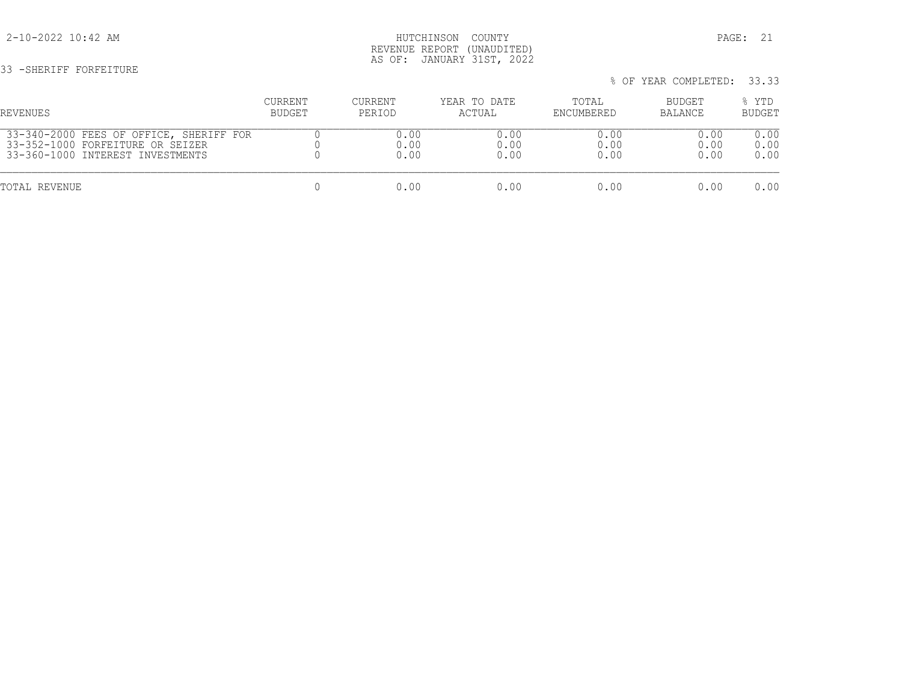HUTCHINSON COUNTY
REVENUE REPORT (UNAUDITED)
AS OF: JANUARY 31ST, 2022

2-10-2022 10:42 AM

33 -SHERIFF FORFEITURE

% OF YEAR COMPLETED: 33.33

| REVENUES | CURRENT BUDGET | CURRENT PERIOD | YEAR TO DATE ACTUAL | TOTAL ENCUMBERED | BUDGET BALANCE | % YTD BUDGET |
|---|---|---|---|---|---|---|
| 33-340-2000 FEES OF OFFICE, SHERIFF FOR | 0 | 0.00 | 0.00 | 0.00 | 0.00 | 0.00 |
| 33-352-1000 FORFEITURE OR SEIZER | 0 | 0.00 | 0.00 | 0.00 | 0.00 | 0.00 |
| 33-360-1000 INTEREST INVESTMENTS | 0 | 0.00 | 0.00 | 0.00 | 0.00 | 0.00 |
| TOTAL REVENUE | 0 | 0.00 | 0.00 | 0.00 | 0.00 | 0.00 |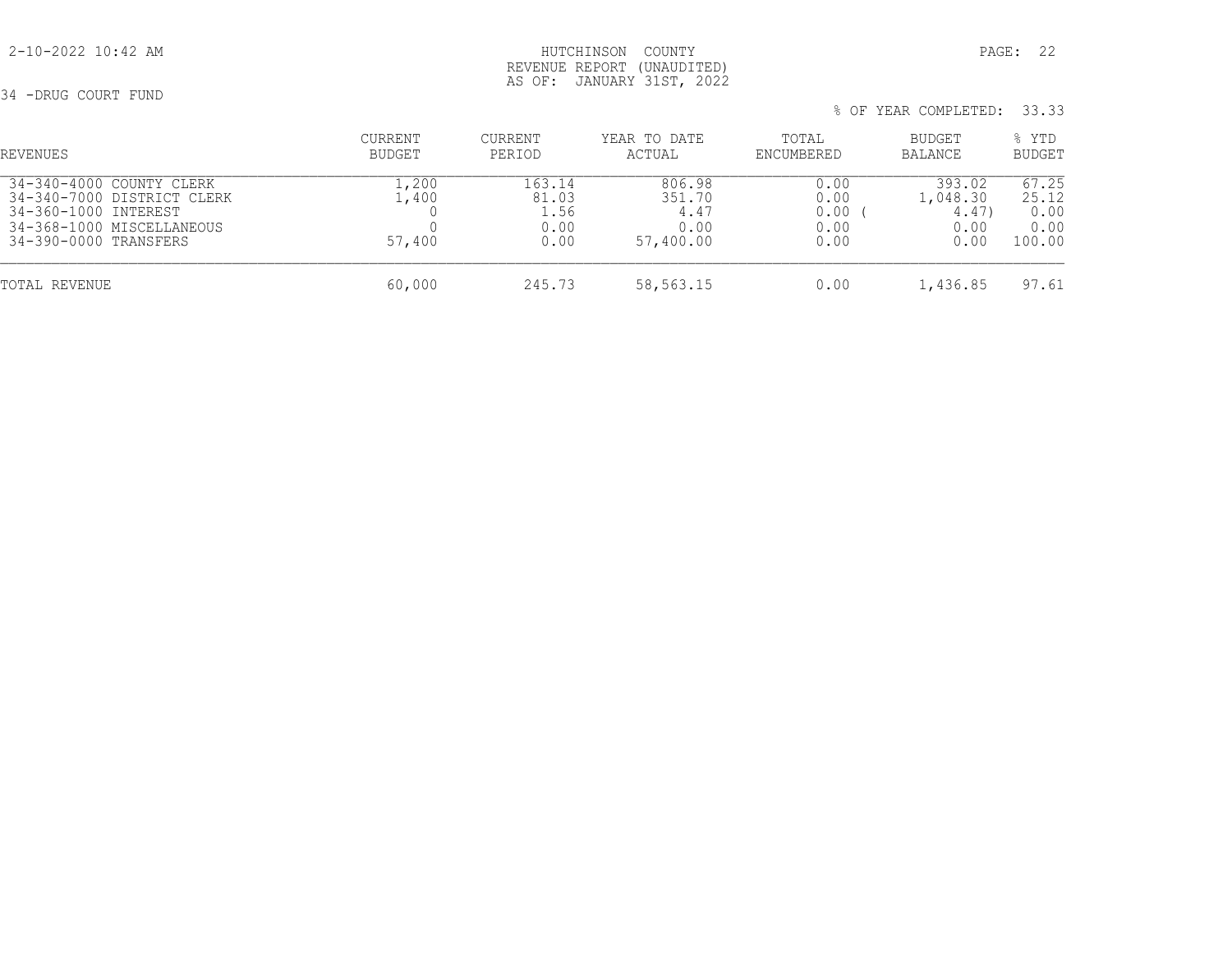HUTCHINSON COUNTY
REVENUE REPORT (UNAUDITED)
AS OF: JANUARY 31ST, 2022

34 -DRUG COURT FUND

% OF YEAR COMPLETED: 33.33

| REVENUES | CURRENT BUDGET | CURRENT PERIOD | YEAR TO DATE ACTUAL | TOTAL ENCUMBERED | BUDGET BALANCE | % YTD BUDGET |
|---|---|---|---|---|---|---|
| 34-340-4000 COUNTY CLERK | 1,200 | 163.14 | 806.98 | 0.00 | 393.02 | 67.25 |
| 34-340-7000 DISTRICT CLERK | 1,400 | 81.03 | 351.70 | 0.00 | 1,048.30 | 25.12 |
| 34-360-1000 INTEREST | 0 | 1.56 | 4.47 | 0.00 | ( 4.47) | 0.00 |
| 34-368-1000 MISCELLANEOUS | 0 | 0.00 | 0.00 | 0.00 | 0.00 | 0.00 |
| 34-390-0000 TRANSFERS | 57,400 | 0.00 | 57,400.00 | 0.00 | 0.00 | 100.00 |
| TOTAL REVENUE | 60,000 | 245.73 | 58,563.15 | 0.00 | 1,436.85 | 97.61 |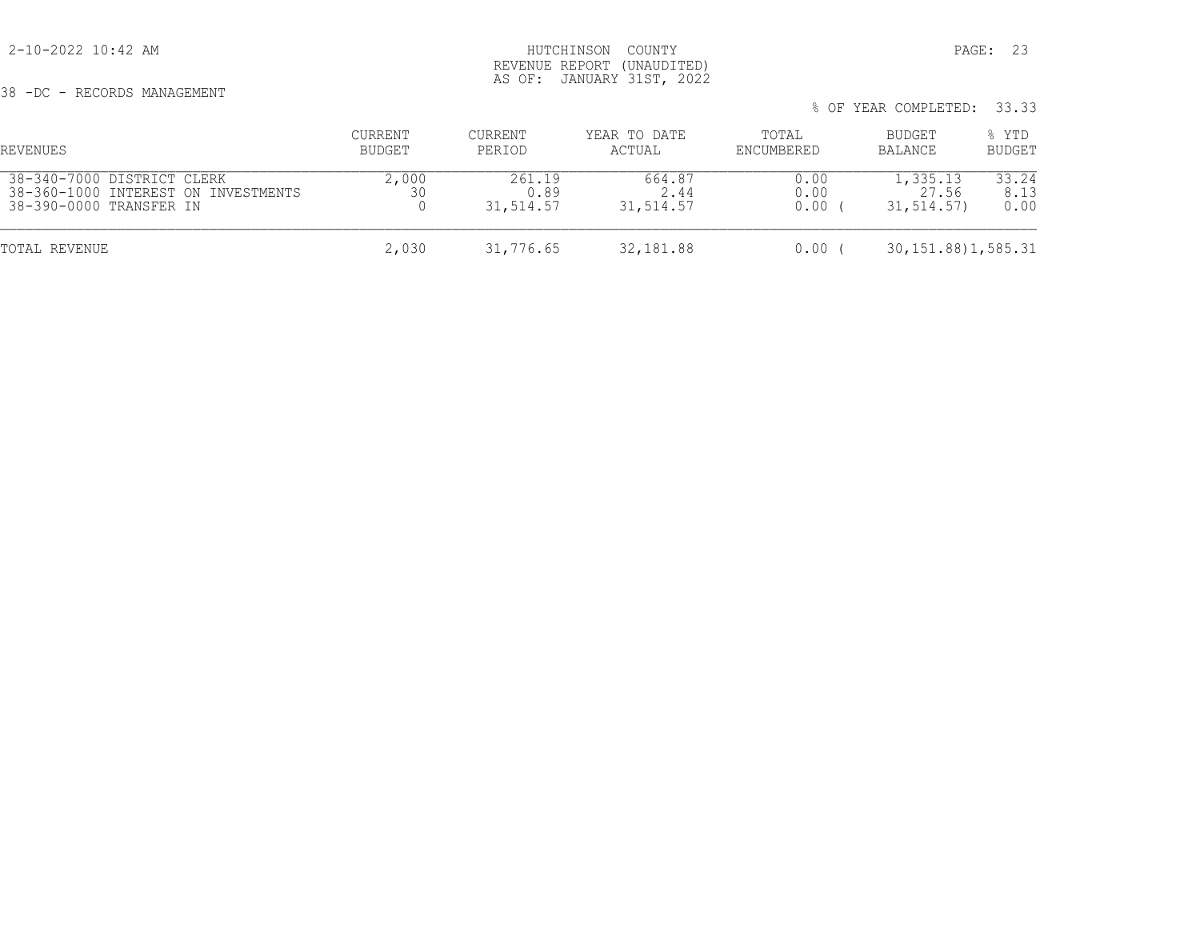HUTCHINSON COUNTY
REVENUE REPORT (UNAUDITED)
AS OF: JANUARY 31ST, 2022

38 -DC - RECORDS MANAGEMENT

% OF YEAR COMPLETED: 33.33

| REVENUES | CURRENT BUDGET | CURRENT PERIOD | YEAR TO DATE ACTUAL | TOTAL ENCUMBERED | BUDGET BALANCE | % YTD BUDGET |
|---|---|---|---|---|---|---|
| 38-340-7000 DISTRICT CLERK | 2,000 | 261.19 | 664.87 | 0.00 | 1,335.13 | 33.24 |
| 38-360-1000 INTEREST ON INVESTMENTS | 30 | 0.89 | 2.44 | 0.00 | 27.56 | 8.13 |
| 38-390-0000 TRANSFER IN | 0 | 31,514.57 | 31,514.57 | 0.00 | ( 31,514.57) | 0.00 |
| TOTAL REVENUE | 2,030 | 31,776.65 | 32,181.88 | 0.00 | ( 30,151.88) | 1,585.31 |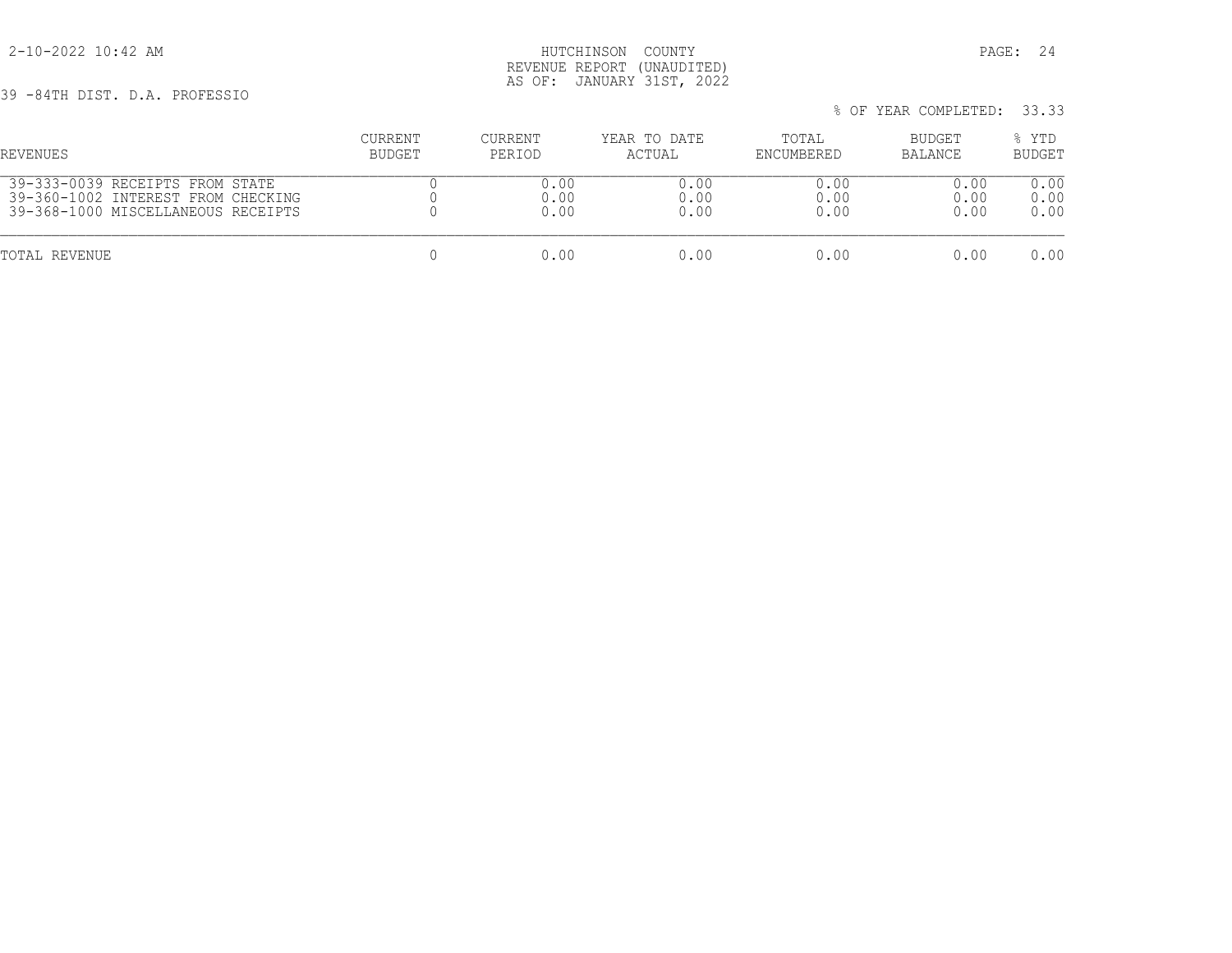HUTCHINSON COUNTY
REVENUE REPORT (UNAUDITED)
AS OF: JANUARY 31ST, 2022

39 -84TH DIST. D.A. PROFESSIO

% OF YEAR COMPLETED: 33.33

| REVENUES | CURRENT BUDGET | CURRENT PERIOD | YEAR TO DATE ACTUAL | TOTAL ENCUMBERED | BUDGET BALANCE | % YTD BUDGET |
|---|---|---|---|---|---|---|
| 39-333-0039 RECEIPTS FROM STATE | 0 | 0.00 | 0.00 | 0.00 | 0.00 | 0.00 |
| 39-360-1002 INTEREST FROM CHECKING | 0 | 0.00 | 0.00 | 0.00 | 0.00 | 0.00 |
| 39-368-1000 MISCELLANEOUS RECEIPTS | 0 | 0.00 | 0.00 | 0.00 | 0.00 | 0.00 |
| TOTAL REVENUE | 0 | 0.00 | 0.00 | 0.00 | 0.00 | 0.00 |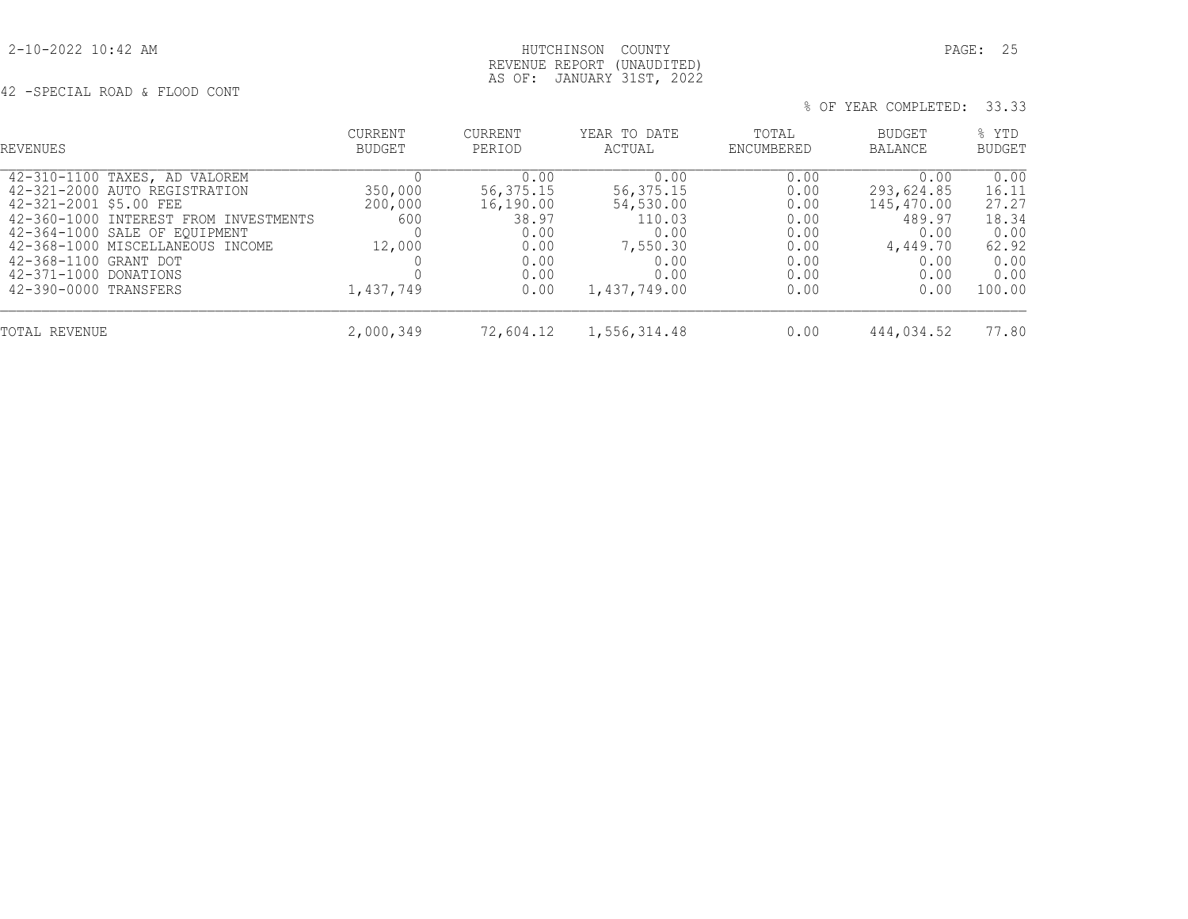2-10-2022 10:42 AM

HUTCHINSON COUNTY
REVENUE REPORT (UNAUDITED)
AS OF: JANUARY 31ST, 2022

42 -SPECIAL ROAD & FLOOD CONT

% OF YEAR COMPLETED: 33.33

| REVENUES | CURRENT BUDGET | CURRENT PERIOD | YEAR TO DATE ACTUAL | TOTAL ENCUMBERED | BUDGET BALANCE | % YTD BUDGET |
|---|---|---|---|---|---|---|
| 42-310-1100 TAXES, AD VALOREM | 0 | 0.00 | 0.00 | 0.00 | 0.00 | 0.00 |
| 42-321-2000 AUTO REGISTRATION | 350,000 | 56,375.15 | 56,375.15 | 0.00 | 293,624.85 | 16.11 |
| 42-321-2001 $5.00 FEE | 200,000 | 16,190.00 | 54,530.00 | 0.00 | 145,470.00 | 27.27 |
| 42-360-1000 INTEREST FROM INVESTMENTS | 600 | 38.97 | 110.03 | 0.00 | 489.97 | 18.34 |
| 42-364-1000 SALE OF EQUIPMENT | 0 | 0.00 | 0.00 | 0.00 | 0.00 | 0.00 |
| 42-368-1000 MISCELLANEOUS INCOME | 12,000 | 0.00 | 7,550.30 | 0.00 | 4,449.70 | 62.92 |
| 42-368-1100 GRANT DOT | 0 | 0.00 | 0.00 | 0.00 | 0.00 | 0.00 |
| 42-371-1000 DONATIONS | 0 | 0.00 | 0.00 | 0.00 | 0.00 | 0.00 |
| 42-390-0000 TRANSFERS | 1,437,749 | 0.00 | 1,437,749.00 | 0.00 | 0.00 | 100.00 |
| TOTAL REVENUE | 2,000,349 | 72,604.12 | 1,556,314.48 | 0.00 | 444,034.52 | 77.80 |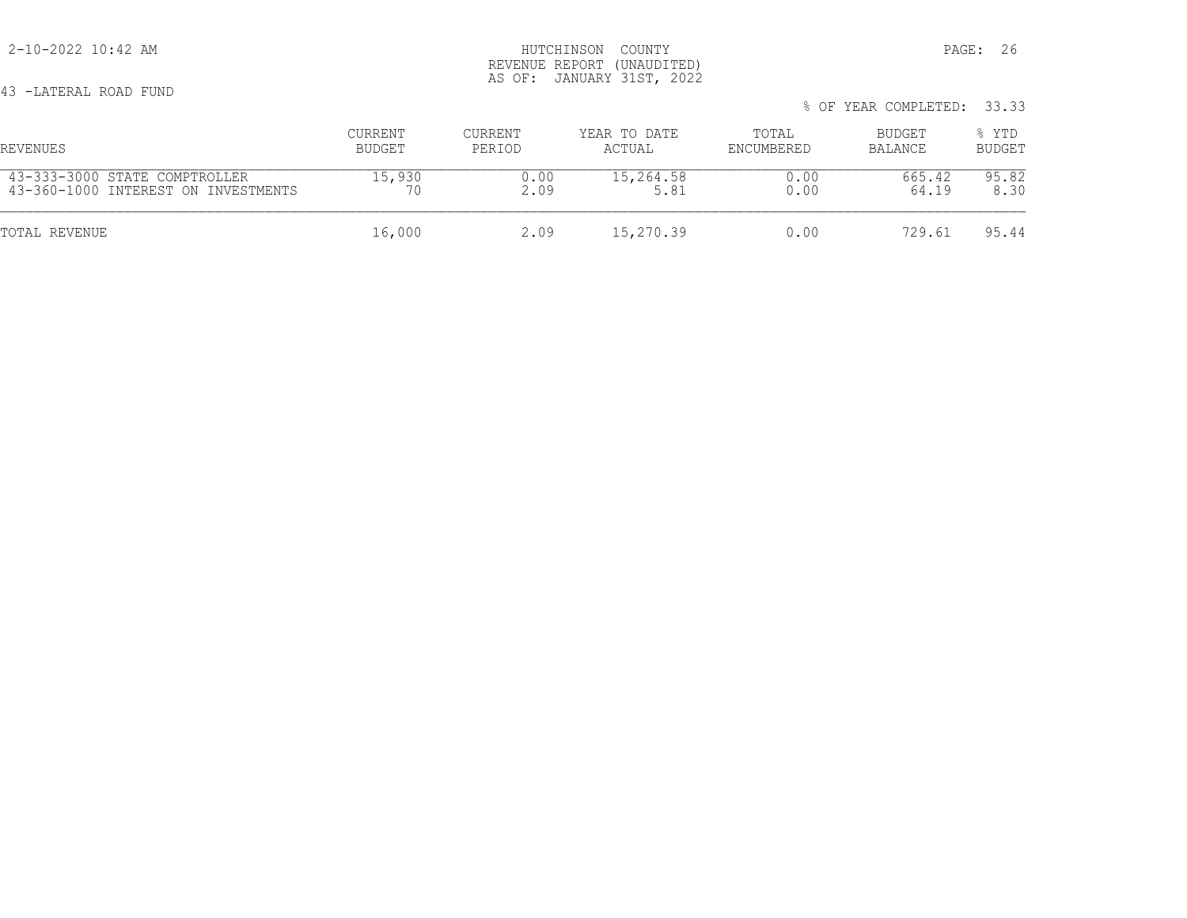HUTCHINSON COUNTY
REVENUE REPORT (UNAUDITED)
AS OF: JANUARY 31ST, 2022

43 -LATERAL ROAD FUND

% OF YEAR COMPLETED: 33.33

| REVENUES | CURRENT BUDGET | CURRENT PERIOD | YEAR TO DATE ACTUAL | TOTAL ENCUMBERED | BUDGET BALANCE | % YTD BUDGET |
|---|---|---|---|---|---|---|
| 43-333-3000 STATE COMPTROLLER | 15,930 | 0.00 | 15,264.58 | 0.00 | 665.42 | 95.82 |
| 43-360-1000 INTEREST ON INVESTMENTS | 70 | 2.09 | 5.81 | 0.00 | 64.19 | 8.30 |
| TOTAL REVENUE | 16,000 | 2.09 | 15,270.39 | 0.00 | 729.61 | 95.44 |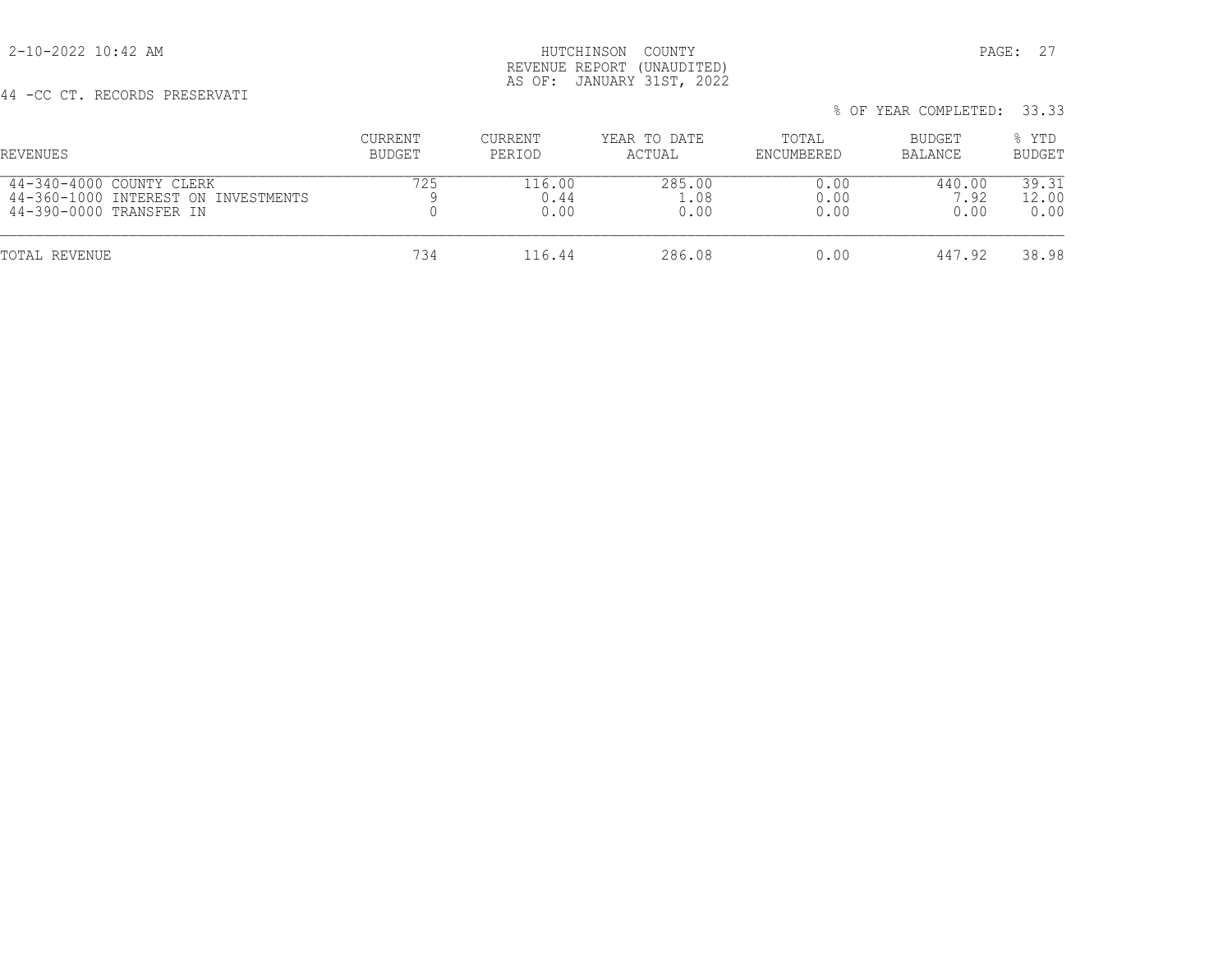HUTCHINSON COUNTY
REVENUE REPORT (UNAUDITED)
AS OF: JANUARY 31ST, 2022

44 -CC CT. RECORDS PRESERVATI

% OF YEAR COMPLETED: 33.33

| REVENUES | CURRENT BUDGET | CURRENT PERIOD | YEAR TO DATE ACTUAL | TOTAL ENCUMBERED | BUDGET BALANCE | % YTD BUDGET |
|---|---|---|---|---|---|---|
| 44-340-4000 COUNTY CLERK | 725 | 116.00 | 285.00 | 0.00 | 440.00 | 39.31 |
| 44-360-1000 INTEREST ON INVESTMENTS | 9 | 0.44 | 1.08 | 0.00 | 7.92 | 12.00 |
| 44-390-0000 TRANSFER IN | 0 | 0.00 | 0.00 | 0.00 | 0.00 | 0.00 |
| TOTAL REVENUE | 734 | 116.44 | 286.08 | 0.00 | 447.92 | 38.98 |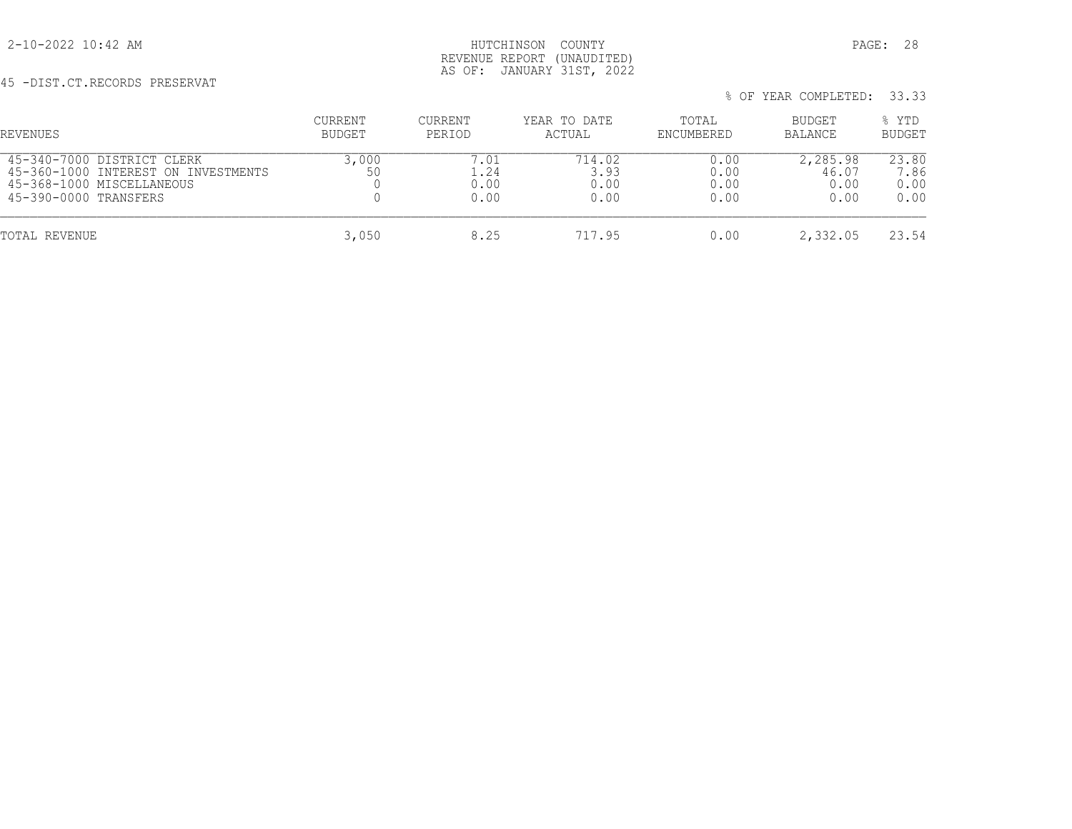2-10-2022 10:42 AM

HUTCHINSON COUNTY
REVENUE REPORT (UNAUDITED)
AS OF: JANUARY 31ST, 2022

45 -DIST.CT.RECORDS PRESERVAT

% OF YEAR COMPLETED: 33.33

| REVENUES | CURRENT BUDGET | CURRENT PERIOD | YEAR TO DATE ACTUAL | TOTAL ENCUMBERED | BUDGET BALANCE | % YTD BUDGET |
|---|---|---|---|---|---|---|
| 45-340-7000 DISTRICT CLERK | 3,000 | 7.01 | 714.02 | 0.00 | 2,285.98 | 23.80 |
| 45-360-1000 INTEREST ON INVESTMENTS | 50 | 1.24 | 3.93 | 0.00 | 46.07 | 7.86 |
| 45-368-1000 MISCELLANEOUS | 0 | 0.00 | 0.00 | 0.00 | 0.00 | 0.00 |
| 45-390-0000 TRANSFERS | 0 | 0.00 | 0.00 | 0.00 | 0.00 | 0.00 |
| TOTAL REVENUE | 3,050 | 8.25 | 717.95 | 0.00 | 2,332.05 | 23.54 |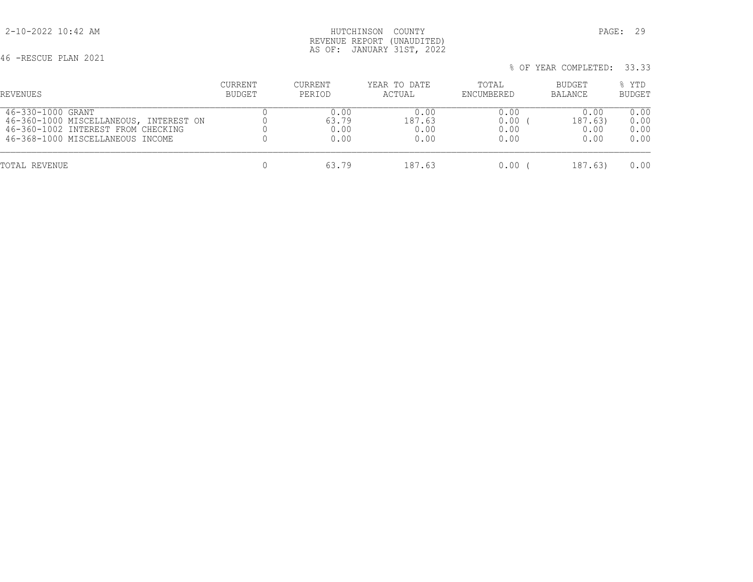2-10-2022 10:42 AM

HUTCHINSON COUNTY
REVENUE REPORT (UNAUDITED)
AS OF: JANUARY 31ST, 2022

46 -RESCUE PLAN 2021

% OF YEAR COMPLETED: 33.33

| REVENUES | CURRENT BUDGET | CURRENT PERIOD | YEAR TO DATE ACTUAL | TOTAL ENCUMBERED | BUDGET BALANCE | % YTD BUDGET |
|---|---|---|---|---|---|---|
| 46-330-1000 GRANT | 0 | 0.00 | 0.00 | 0.00 | 0.00 | 0.00 |
| 46-360-1000 MISCELLANEOUS, INTEREST ON | 0 | 63.79 | 187.63 | 0.00 | ( 187.63) | 0.00 |
| 46-360-1002 INTEREST FROM CHECKING | 0 | 0.00 | 0.00 | 0.00 | 0.00 | 0.00 |
| 46-368-1000 MISCELLANEOUS INCOME | 0 | 0.00 | 0.00 | 0.00 | 0.00 | 0.00 |
| TOTAL REVENUE | 0 | 63.79 | 187.63 | 0.00 | ( 187.63) | 0.00 |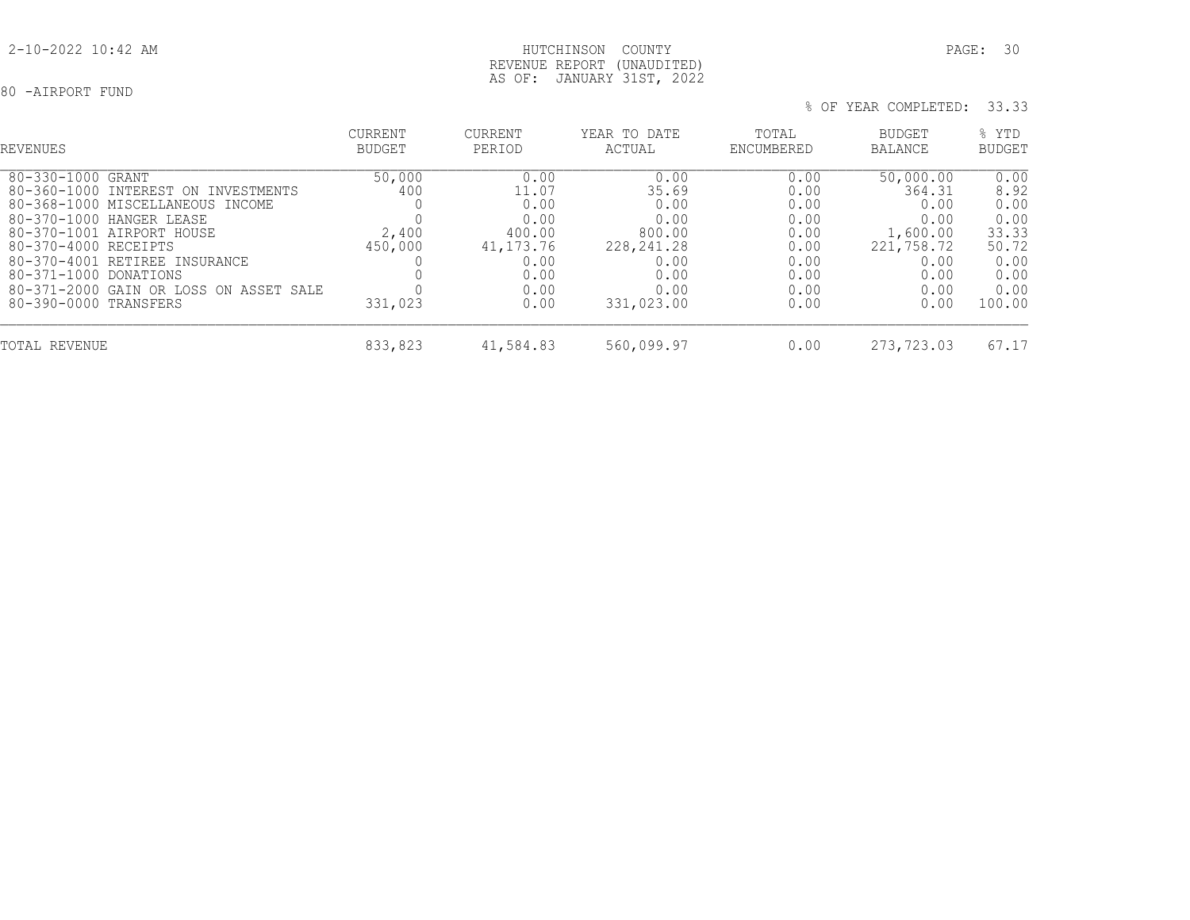HUTCHINSON COUNTY
REVENUE REPORT (UNAUDITED)
AS OF: JANUARY 31ST, 2022

80 -AIRPORT FUND

% OF YEAR COMPLETED: 33.33

| REVENUES | CURRENT BUDGET | CURRENT PERIOD | YEAR TO DATE ACTUAL | TOTAL ENCUMBERED | BUDGET BALANCE | % YTD BUDGET |
|---|---|---|---|---|---|---|
| 80-330-1000 GRANT | 50,000 | 0.00 | 0.00 | 0.00 | 50,000.00 | 0.00 |
| 80-360-1000 INTEREST ON INVESTMENTS | 400 | 11.07 | 35.69 | 0.00 | 364.31 | 8.92 |
| 80-368-1000 MISCELLANEOUS INCOME | 0 | 0.00 | 0.00 | 0.00 | 0.00 | 0.00 |
| 80-370-1000 HANGER LEASE | 0 | 0.00 | 0.00 | 0.00 | 0.00 | 0.00 |
| 80-370-1001 AIRPORT HOUSE | 2,400 | 400.00 | 800.00 | 0.00 | 1,600.00 | 33.33 |
| 80-370-4000 RECEIPTS | 450,000 | 41,173.76 | 228,241.28 | 0.00 | 221,758.72 | 50.72 |
| 80-370-4001 RETIREE INSURANCE | 0 | 0.00 | 0.00 | 0.00 | 0.00 | 0.00 |
| 80-371-1000 DONATIONS | 0 | 0.00 | 0.00 | 0.00 | 0.00 | 0.00 |
| 80-371-2000 GAIN OR LOSS ON ASSET SALE | 0 | 0.00 | 0.00 | 0.00 | 0.00 | 0.00 |
| 80-390-0000 TRANSFERS | 331,023 | 0.00 | 331,023.00 | 0.00 | 0.00 | 100.00 |
| TOTAL REVENUE | 833,823 | 41,584.83 | 560,099.97 | 0.00 | 273,723.03 | 67.17 |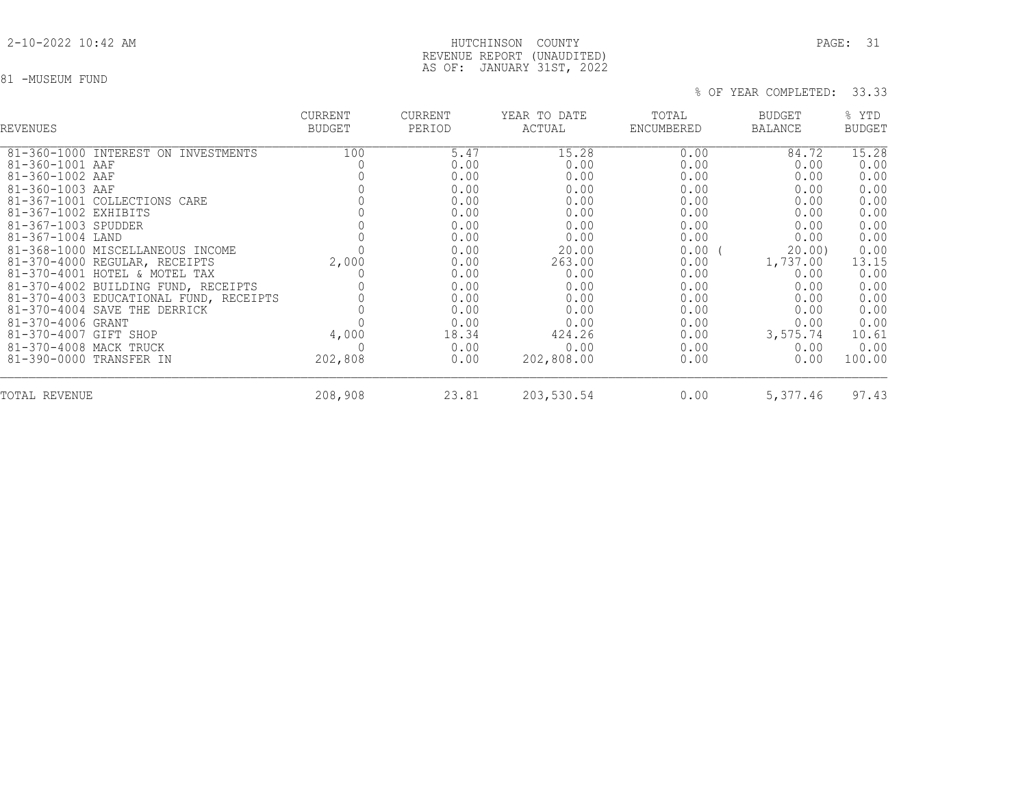HUTCHINSON COUNTY
REVENUE REPORT (UNAUDITED)
AS OF: JANUARY 31ST, 2022

81 -MUSEUM FUND

% OF YEAR COMPLETED: 33.33

| REVENUES | CURRENT BUDGET | CURRENT PERIOD | YEAR TO DATE ACTUAL | TOTAL ENCUMBERED | BUDGET BALANCE | % YTD BUDGET |
|---|---|---|---|---|---|---|
| 81-360-1000 INTEREST ON INVESTMENTS | 100 | 5.47 | 15.28 | 0.00 | 84.72 | 15.28 |
| 81-360-1001 AAF | 0 | 0.00 | 0.00 | 0.00 | 0.00 | 0.00 |
| 81-360-1002 AAF | 0 | 0.00 | 0.00 | 0.00 | 0.00 | 0.00 |
| 81-360-1003 AAF | 0 | 0.00 | 0.00 | 0.00 | 0.00 | 0.00 |
| 81-367-1001 COLLECTIONS CARE | 0 | 0.00 | 0.00 | 0.00 | 0.00 | 0.00 |
| 81-367-1002 EXHIBITS | 0 | 0.00 | 0.00 | 0.00 | 0.00 | 0.00 |
| 81-367-1003 SPUDDER | 0 | 0.00 | 0.00 | 0.00 | 0.00 | 0.00 |
| 81-367-1004 LAND | 0 | 0.00 | 0.00 | 0.00 | 0.00 | 0.00 |
| 81-368-1000 MISCELLANEOUS INCOME | 0 | 0.00 | 20.00 | 0.00 | ( 20.00) | 0.00 |
| 81-370-4000 REGULAR, RECEIPTS | 2,000 | 0.00 | 263.00 | 0.00 | 1,737.00 | 13.15 |
| 81-370-4001 HOTEL & MOTEL TAX | 0 | 0.00 | 0.00 | 0.00 | 0.00 | 0.00 |
| 81-370-4002 BUILDING FUND, RECEIPTS | 0 | 0.00 | 0.00 | 0.00 | 0.00 | 0.00 |
| 81-370-4003 EDUCATIONAL FUND, RECEIPTS | 0 | 0.00 | 0.00 | 0.00 | 0.00 | 0.00 |
| 81-370-4004 SAVE THE DERRICK | 0 | 0.00 | 0.00 | 0.00 | 0.00 | 0.00 |
| 81-370-4006 GRANT | 0 | 0.00 | 0.00 | 0.00 | 0.00 | 0.00 |
| 81-370-4007 GIFT SHOP | 4,000 | 18.34 | 424.26 | 0.00 | 3,575.74 | 10.61 |
| 81-370-4008 MACK TRUCK | 0 | 0.00 | 0.00 | 0.00 | 0.00 | 0.00 |
| 81-390-0000 TRANSFER IN | 202,808 | 0.00 | 202,808.00 | 0.00 | 0.00 | 100.00 |
| TOTAL REVENUE | 208,908 | 23.81 | 203,530.54 | 0.00 | 5,377.46 | 97.43 |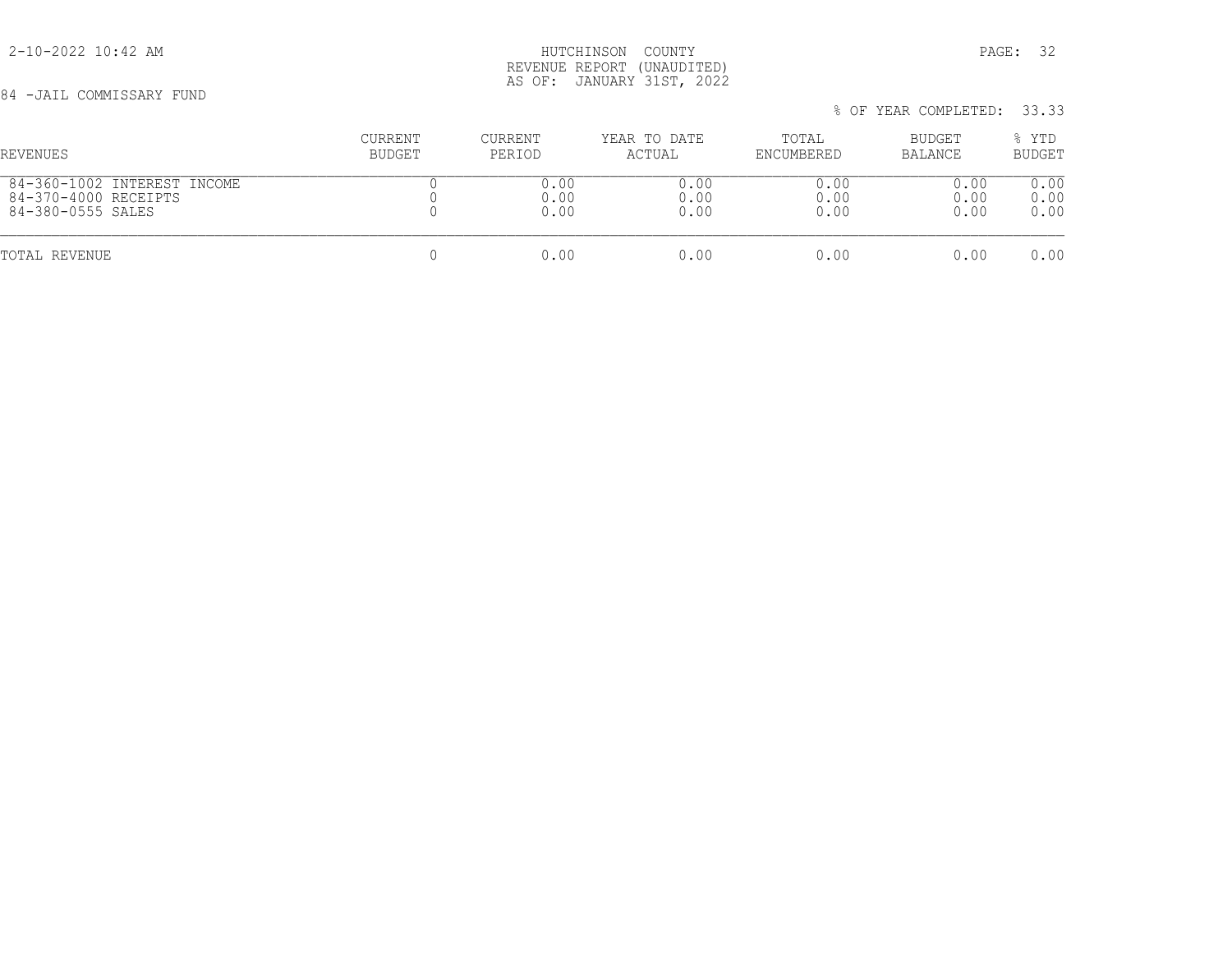HUTCHINSON COUNTY
REVENUE REPORT (UNAUDITED)
AS OF: JANUARY 31ST, 2022

2-10-2022 10:42 AM

84 -JAIL COMMISSARY FUND

% OF YEAR COMPLETED: 33.33

| REVENUES | CURRENT BUDGET | CURRENT PERIOD | YEAR TO DATE ACTUAL | TOTAL ENCUMBERED | BUDGET BALANCE | % YTD BUDGET |
|---|---|---|---|---|---|---|
| 84-360-1002 INTEREST INCOME | 0 | 0.00 | 0.00 | 0.00 | 0.00 | 0.00 |
| 84-370-4000 RECEIPTS | 0 | 0.00 | 0.00 | 0.00 | 0.00 | 0.00 |
| 84-380-0555 SALES | 0 | 0.00 | 0.00 | 0.00 | 0.00 | 0.00 |
| TOTAL REVENUE | 0 | 0.00 | 0.00 | 0.00 | 0.00 | 0.00 |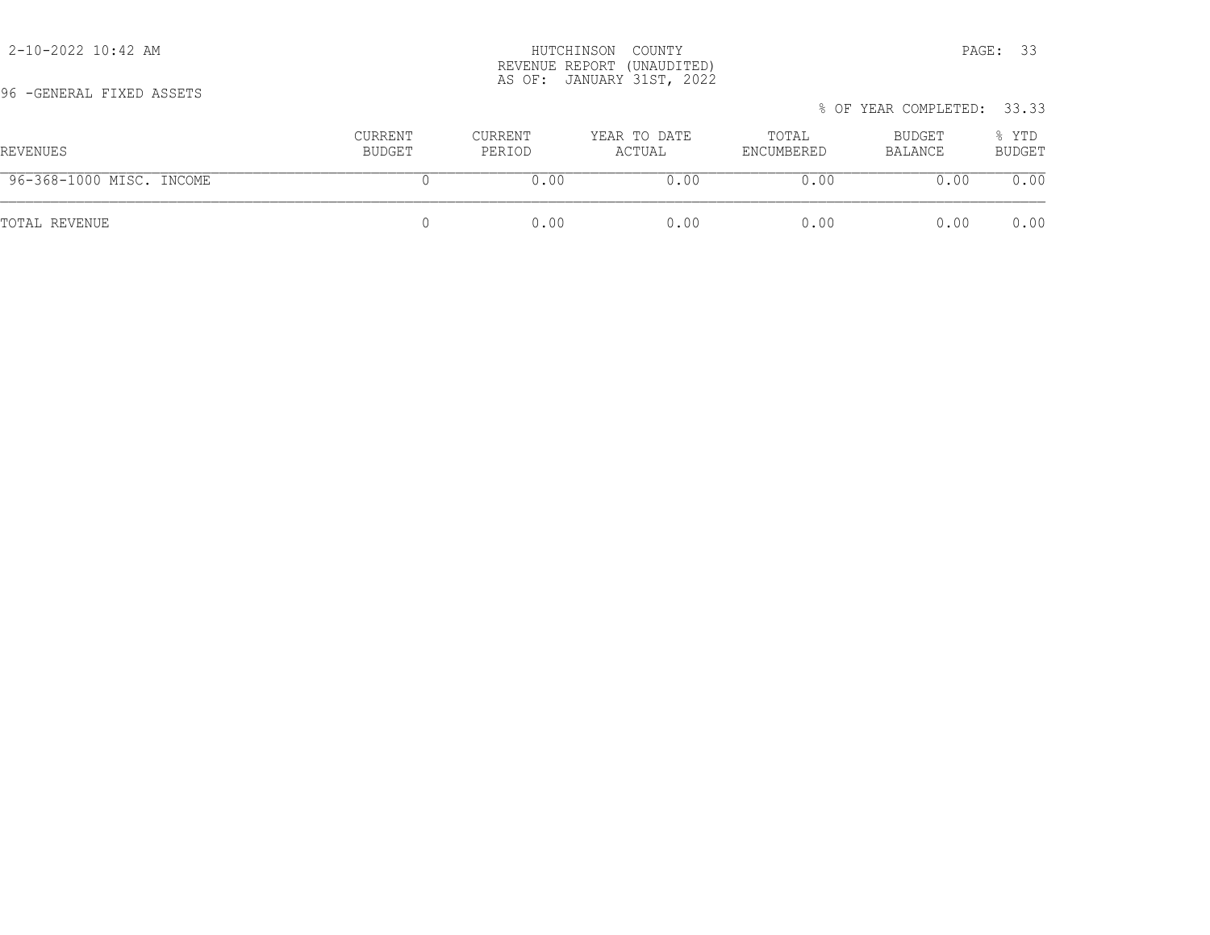HUTCHINSON COUNTY
REVENUE REPORT (UNAUDITED)
AS OF: JANUARY 31ST, 2022

96 -GENERAL FIXED ASSETS

% OF YEAR COMPLETED: 33.33

| REVENUES | CURRENT BUDGET | CURRENT PERIOD | YEAR TO DATE ACTUAL | TOTAL ENCUMBERED | BUDGET BALANCE | % YTD BUDGET |
|---|---|---|---|---|---|---|
| 96-368-1000 MISC. INCOME | 0 | 0.00 | 0.00 | 0.00 | 0.00 | 0.00 |
| TOTAL REVENUE | 0 | 0.00 | 0.00 | 0.00 | 0.00 | 0.00 |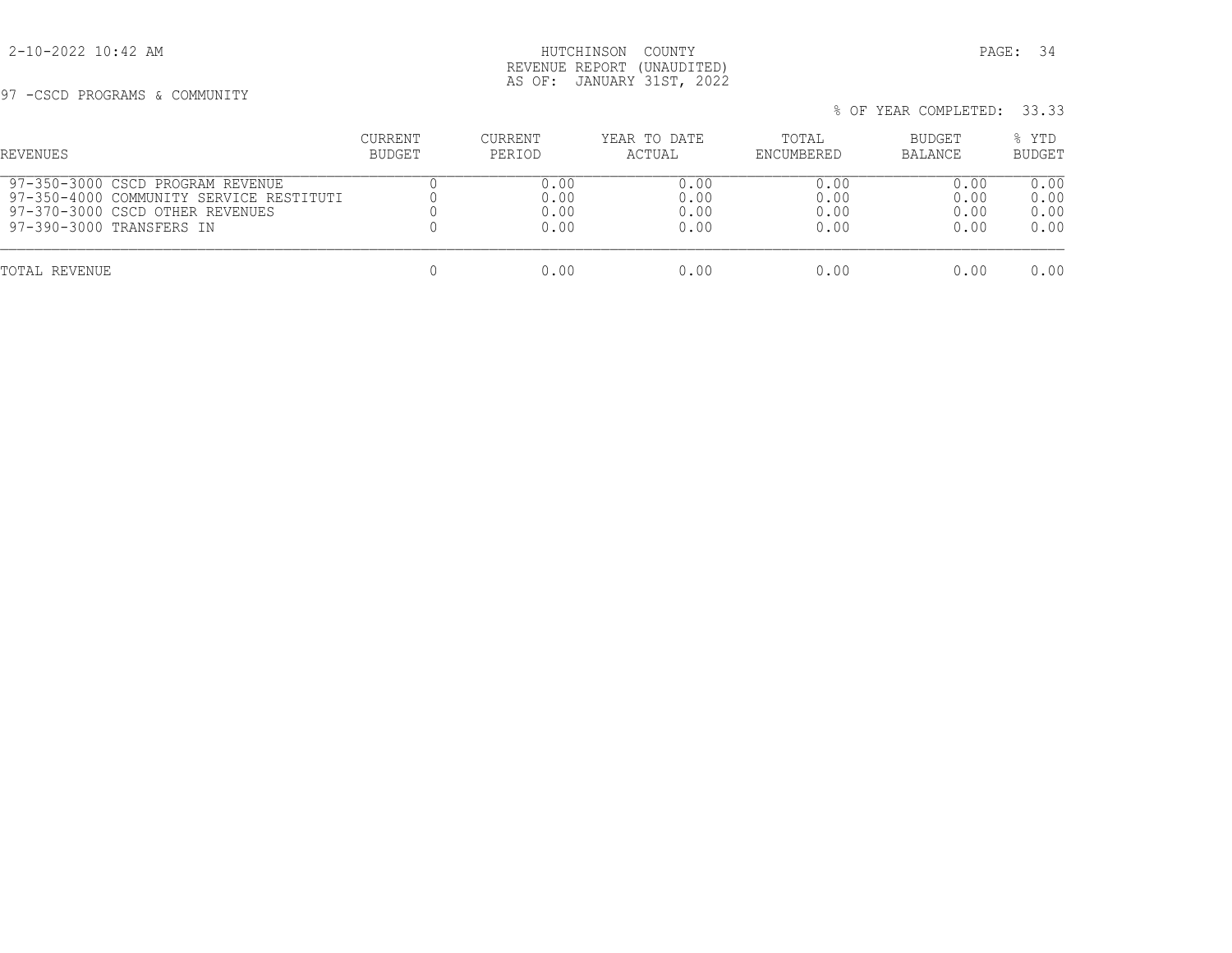HUTCHINSON COUNTY
REVENUE REPORT (UNAUDITED)
AS OF: JANUARY 31ST, 2022

97 -CSCD PROGRAMS & COMMUNITY

% OF YEAR COMPLETED: 33.33

| REVENUES | CURRENT BUDGET | CURRENT PERIOD | YEAR TO DATE ACTUAL | TOTAL ENCUMBERED | BUDGET BALANCE | % YTD BUDGET |
|---|---|---|---|---|---|---|
| 97-350-3000 CSCD PROGRAM REVENUE | 0 | 0.00 | 0.00 | 0.00 | 0.00 | 0.00 |
| 97-350-4000 COMMUNITY SERVICE RESTITUTI | 0 | 0.00 | 0.00 | 0.00 | 0.00 | 0.00 |
| 97-370-3000 CSCD OTHER REVENUES | 0 | 0.00 | 0.00 | 0.00 | 0.00 | 0.00 |
| 97-390-3000 TRANSFERS IN | 0 | 0.00 | 0.00 | 0.00 | 0.00 | 0.00 |
| TOTAL REVENUE | 0 | 0.00 | 0.00 | 0.00 | 0.00 | 0.00 |